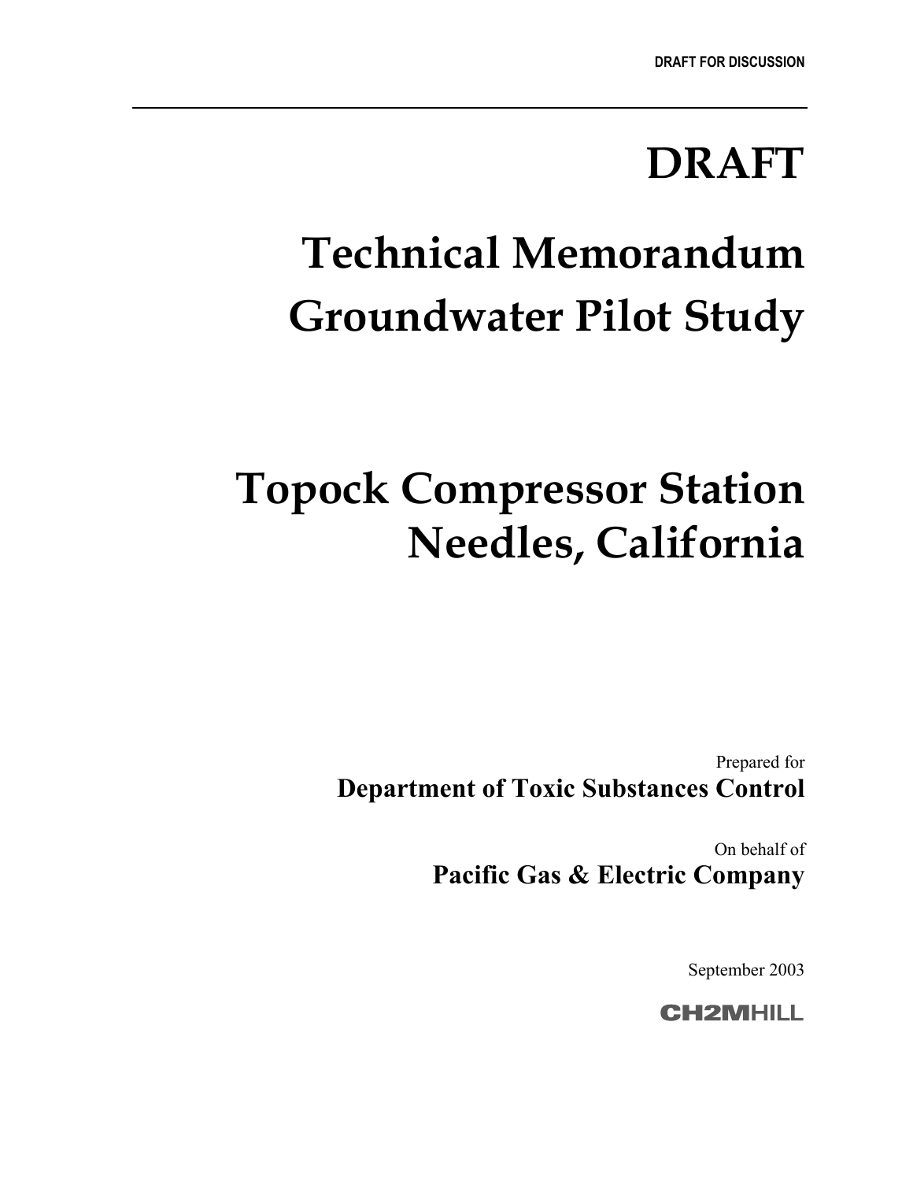DRAFT FOR DISCUSSION

# DRAFT

# Technical Memorandum Groundwater Pilot Study

# Topock Compressor Station Needles, California

Prepared for

**Department of Toxic Substances Control**

On behalf of

**Pacific Gas & Electric Company**

September 2003

CH2MHILL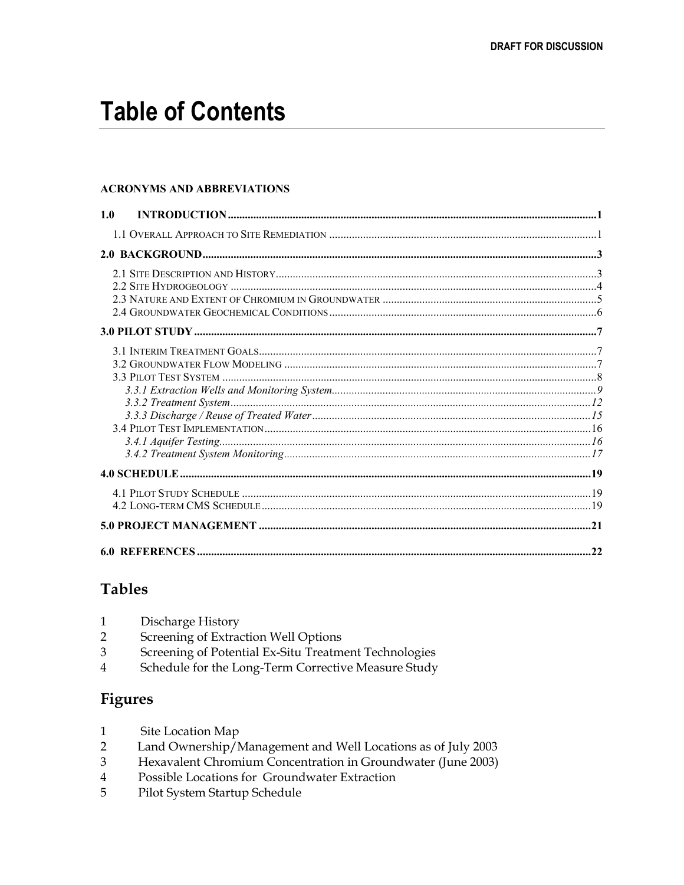# Table of Contents

**ACRONYMS AND ABBREVIATIONS**

**1.0 INTRODUCTION** ..... 1

1.1 Overall Approach to Site Remediation ..... 1

**2.0 BACKGROUND** ..... 3

2.1 Site Description and History ..... 3
2.2 Site Hydrogeology ..... 4
2.3 Nature and Extent of Chromium in Groundwater ..... 5
2.4 Groundwater Geochemical Conditions ..... 6

**3.0 PILOT STUDY** ..... 7

3.1 Interim Treatment Goals ..... 7
3.2 Groundwater Flow Modeling ..... 7
3.3 Pilot Test System ..... 8
*3.3.1 Extraction Wells and Monitoring System* ..... 9
*3.3.2 Treatment System* ..... 12
*3.3.3 Discharge / Reuse of Treated Water* ..... 15
3.4 Pilot Test Implementation ..... 16
*3.4.1 Aquifer Testing* ..... 16
*3.4.2 Treatment System Monitoring* ..... 17

**4.0 SCHEDULE** ..... 19

4.1 Pilot Study Schedule ..... 19
4.2 Long-term CMS Schedule ..... 19

**5.0 PROJECT MANAGEMENT** ..... 21

**6.0 REFERENCES** ..... 22

## Tables

1 Discharge History
2 Screening of Extraction Well Options
3 Screening of Potential Ex-Situ Treatment Technologies
4 Schedule for the Long-Term Corrective Measure Study

## Figures

1 Site Location Map
2 Land Ownership/Management and Well Locations as of July 2003
3 Hexavalent Chromium Concentration in Groundwater (June 2003)
4 Possible Locations for Groundwater Extraction
5 Pilot System Startup Schedule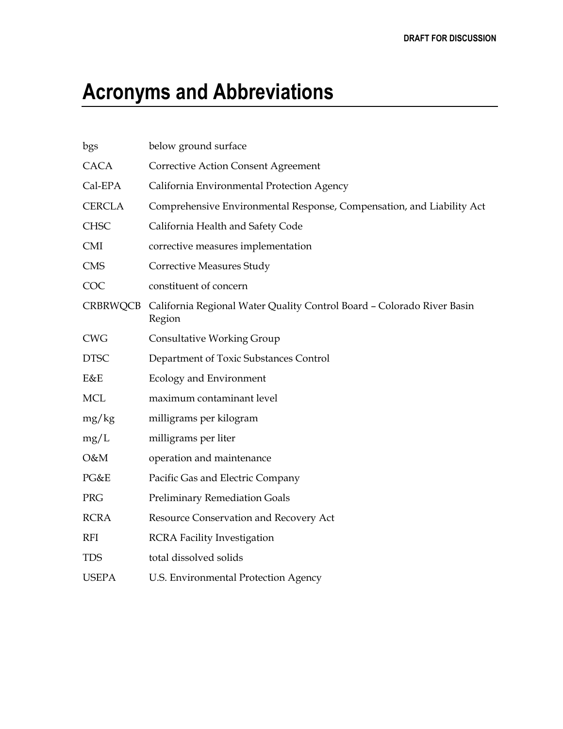# Acronyms and Abbreviations

| | |
|---|---|
| bgs | below ground surface |
| CACA | Corrective Action Consent Agreement |
| Cal-EPA | California Environmental Protection Agency |
| CERCLA | Comprehensive Environmental Response, Compensation, and Liability Act |
| CHSC | California Health and Safety Code |
| CMI | corrective measures implementation |
| CMS | Corrective Measures Study |
| COC | constituent of concern |
| CRBRWQCB | California Regional Water Quality Control Board – Colorado River Basin Region |
| CWG | Consultative Working Group |
| DTSC | Department of Toxic Substances Control |
| E&E | Ecology and Environment |
| MCL | maximum contaminant level |
| mg/kg | milligrams per kilogram |
| mg/L | milligrams per liter |
| O&M | operation and maintenance |
| PG&E | Pacific Gas and Electric Company |
| PRG | Preliminary Remediation Goals |
| RCRA | Resource Conservation and Recovery Act |
| RFI | RCRA Facility Investigation |
| TDS | total dissolved solids |
| USEPA | U.S. Environmental Protection Agency |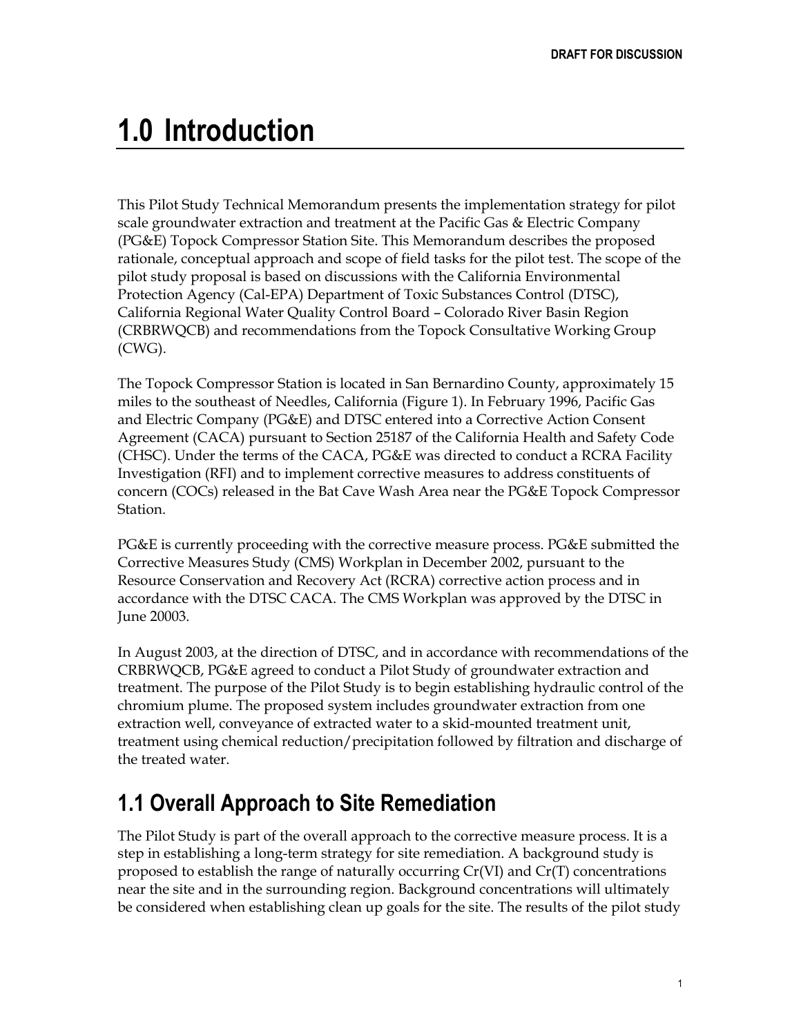# 1.0 Introduction

This Pilot Study Technical Memorandum presents the implementation strategy for pilot scale groundwater extraction and treatment at the Pacific Gas & Electric Company (PG&E) Topock Compressor Station Site. This Memorandum describes the proposed rationale, conceptual approach and scope of field tasks for the pilot test. The scope of the pilot study proposal is based on discussions with the California Environmental Protection Agency (Cal-EPA) Department of Toxic Substances Control (DTSC), California Regional Water Quality Control Board – Colorado River Basin Region (CRBRWQCB) and recommendations from the Topock Consultative Working Group (CWG).

The Topock Compressor Station is located in San Bernardino County, approximately 15 miles to the southeast of Needles, California (Figure 1). In February 1996, Pacific Gas and Electric Company (PG&E) and DTSC entered into a Corrective Action Consent Agreement (CACA) pursuant to Section 25187 of the California Health and Safety Code (CHSC). Under the terms of the CACA, PG&E was directed to conduct a RCRA Facility Investigation (RFI) and to implement corrective measures to address constituents of concern (COCs) released in the Bat Cave Wash Area near the PG&E Topock Compressor Station.

PG&E is currently proceeding with the corrective measure process. PG&E submitted the Corrective Measures Study (CMS) Workplan in December 2002, pursuant to the Resource Conservation and Recovery Act (RCRA) corrective action process and in accordance with the DTSC CACA. The CMS Workplan was approved by the DTSC in June 20003.

In August 2003, at the direction of DTSC, and in accordance with recommendations of the CRBRWQCB, PG&E agreed to conduct a Pilot Study of groundwater extraction and treatment. The purpose of the Pilot Study is to begin establishing hydraulic control of the chromium plume. The proposed system includes groundwater extraction from one extraction well, conveyance of extracted water to a skid-mounted treatment unit, treatment using chemical reduction/precipitation followed by filtration and discharge of the treated water.

## 1.1 Overall Approach to Site Remediation

The Pilot Study is part of the overall approach to the corrective measure process. It is a step in establishing a long-term strategy for site remediation. A background study is proposed to establish the range of naturally occurring Cr(VI) and Cr(T) concentrations near the site and in the surrounding region. Background concentrations will ultimately be considered when establishing clean up goals for the site. The results of the pilot study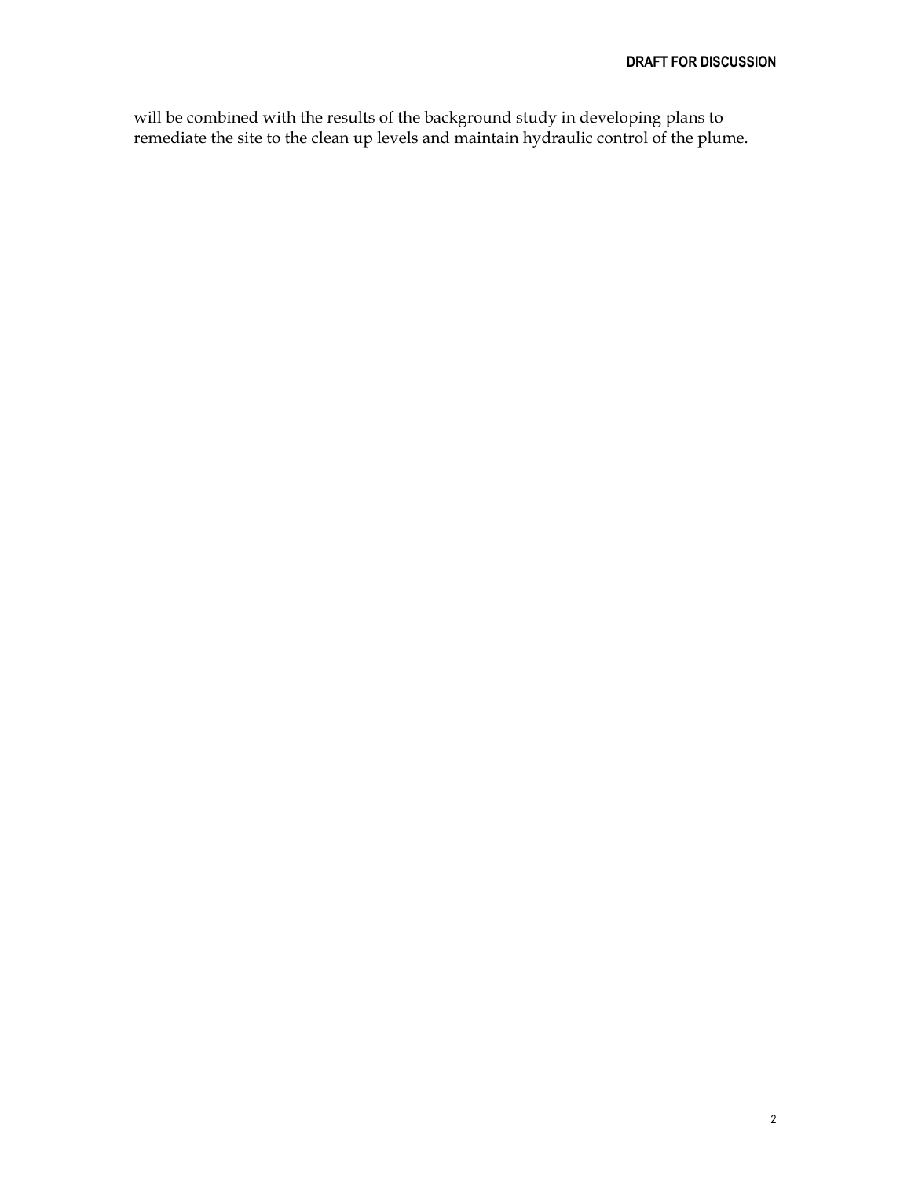will be combined with the results of the background study in developing plans to remediate the site to the clean up levels and maintain hydraulic control of the plume.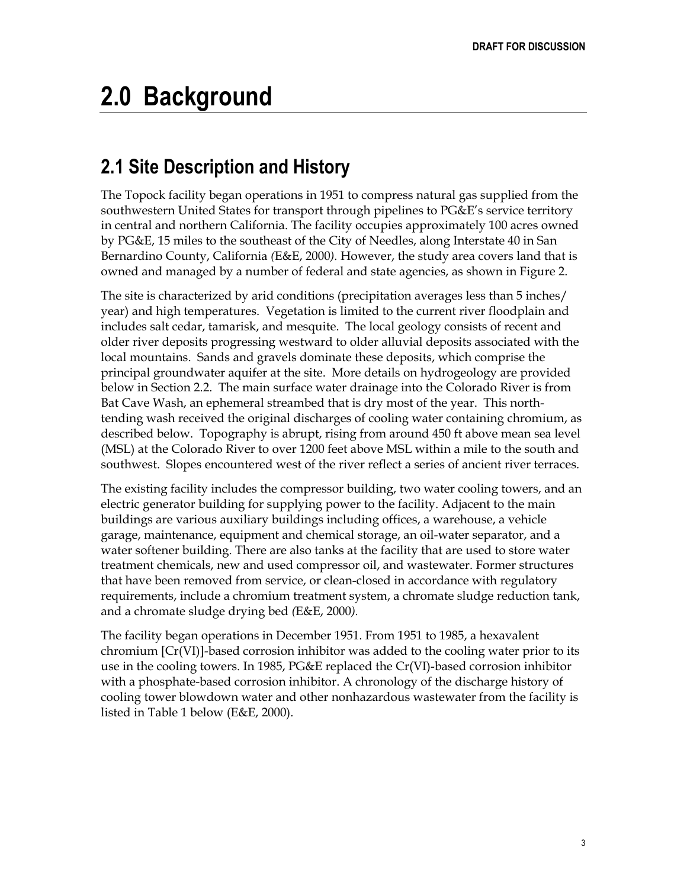# 2.0 Background

## 2.1 Site Description and History

The Topock facility began operations in 1951 to compress natural gas supplied from the southwestern United States for transport through pipelines to PG&E's service territory in central and northern California. The facility occupies approximately 100 acres owned by PG&E, 15 miles to the southeast of the City of Needles, along Interstate 40 in San Bernardino County, California *(*E&E, 2000*)*. However, the study area covers land that is owned and managed by a number of federal and state agencies, as shown in Figure 2.

The site is characterized by arid conditions (precipitation averages less than 5 inches/ year) and high temperatures. Vegetation is limited to the current river floodplain and includes salt cedar, tamarisk, and mesquite. The local geology consists of recent and older river deposits progressing westward to older alluvial deposits associated with the local mountains. Sands and gravels dominate these deposits, which comprise the principal groundwater aquifer at the site. More details on hydrogeology are provided below in Section 2.2. The main surface water drainage into the Colorado River is from Bat Cave Wash, an ephemeral streambed that is dry most of the year. This north-tending wash received the original discharges of cooling water containing chromium, as described below. Topography is abrupt, rising from around 450 ft above mean sea level (MSL) at the Colorado River to over 1200 feet above MSL within a mile to the south and southwest. Slopes encountered west of the river reflect a series of ancient river terraces.

The existing facility includes the compressor building, two water cooling towers, and an electric generator building for supplying power to the facility. Adjacent to the main buildings are various auxiliary buildings including offices, a warehouse, a vehicle garage, maintenance, equipment and chemical storage, an oil-water separator, and a water softener building. There are also tanks at the facility that are used to store water treatment chemicals, new and used compressor oil, and wastewater. Former structures that have been removed from service, or clean-closed in accordance with regulatory requirements, include a chromium treatment system, a chromate sludge reduction tank, and a chromate sludge drying bed *(*E&E, 2000*)*.

The facility began operations in December 1951. From 1951 to 1985, a hexavalent chromium [Cr(VI)]-based corrosion inhibitor was added to the cooling water prior to its use in the cooling towers. In 1985, PG&E replaced the Cr(VI)-based corrosion inhibitor with a phosphate-based corrosion inhibitor. A chronology of the discharge history of cooling tower blowdown water and other nonhazardous wastewater from the facility is listed in Table 1 below (E&E, 2000).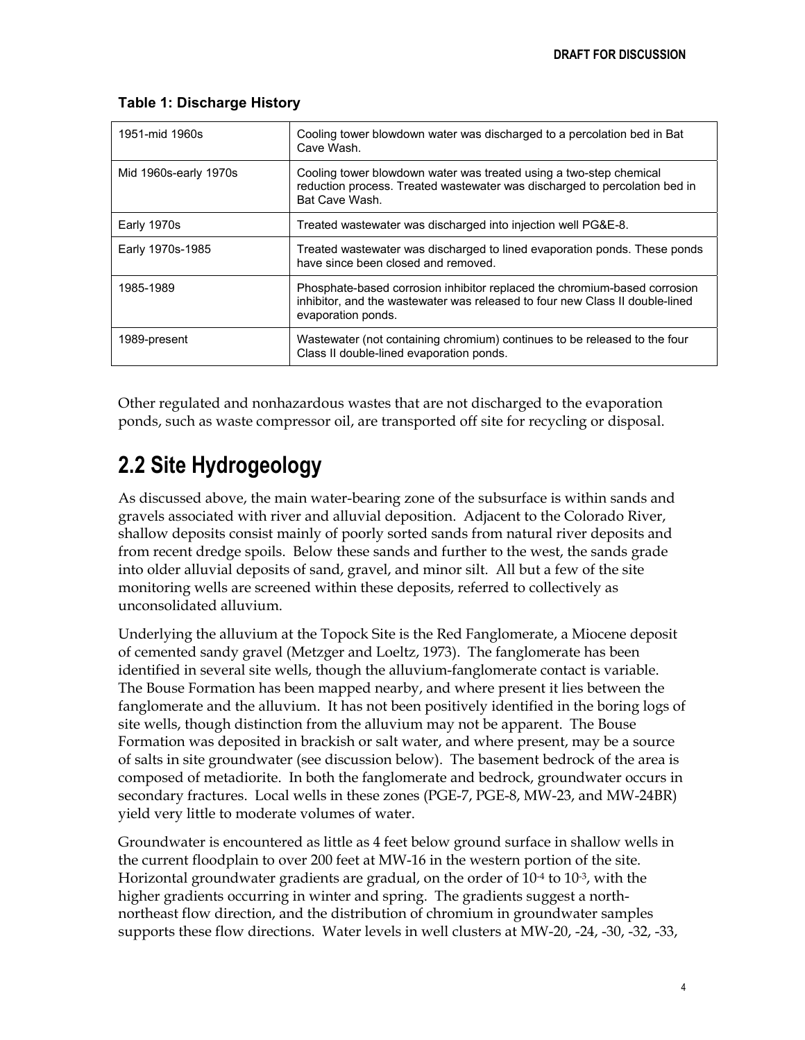**Table 1: Discharge History**

| | |
|---|---|
| 1951-mid 1960s | Cooling tower blowdown water was discharged to a percolation bed in Bat Cave Wash. |
| Mid 1960s-early 1970s | Cooling tower blowdown water was treated using a two-step chemical reduction process. Treated wastewater was discharged to percolation bed in Bat Cave Wash. |
| Early 1970s | Treated wastewater was discharged into injection well PG&E-8. |
| Early 1970s-1985 | Treated wastewater was discharged to lined evaporation ponds. These ponds have since been closed and removed. |
| 1985-1989 | Phosphate-based corrosion inhibitor replaced the chromium-based corrosion inhibitor, and the wastewater was released to four new Class II double-lined evaporation ponds. |
| 1989-present | Wastewater (not containing chromium) continues to be released to the four Class II double-lined evaporation ponds. |

Other regulated and nonhazardous wastes that are not discharged to the evaporation ponds, such as waste compressor oil, are transported off site for recycling or disposal.

## 2.2 Site Hydrogeology

As discussed above, the main water-bearing zone of the subsurface is within sands and gravels associated with river and alluvial deposition. Adjacent to the Colorado River, shallow deposits consist mainly of poorly sorted sands from natural river deposits and from recent dredge spoils. Below these sands and further to the west, the sands grade into older alluvial deposits of sand, gravel, and minor silt. All but a few of the site monitoring wells are screened within these deposits, referred to collectively as unconsolidated alluvium.

Underlying the alluvium at the Topock Site is the Red Fanglomerate, a Miocene deposit of cemented sandy gravel (Metzger and Loeltz, 1973). The fanglomerate has been identified in several site wells, though the alluvium-fanglomerate contact is variable. The Bouse Formation has been mapped nearby, and where present it lies between the fanglomerate and the alluvium. It has not been positively identified in the boring logs of site wells, though distinction from the alluvium may not be apparent. The Bouse Formation was deposited in brackish or salt water, and where present, may be a source of salts in site groundwater (see discussion below). The basement bedrock of the area is composed of metadiorite. In both the fanglomerate and bedrock, groundwater occurs in secondary fractures. Local wells in these zones (PGE-7, PGE-8, MW-23, and MW-24BR) yield very little to moderate volumes of water.

Groundwater is encountered as little as 4 feet below ground surface in shallow wells in the current floodplain to over 200 feet at MW-16 in the western portion of the site. Horizontal groundwater gradients are gradual, on the order of $10^{-4}$ to $10^{-3}$, with the higher gradients occurring in winter and spring. The gradients suggest a north-northeast flow direction, and the distribution of chromium in groundwater samples supports these flow directions. Water levels in well clusters at MW-20, -24, -30, -32, -33,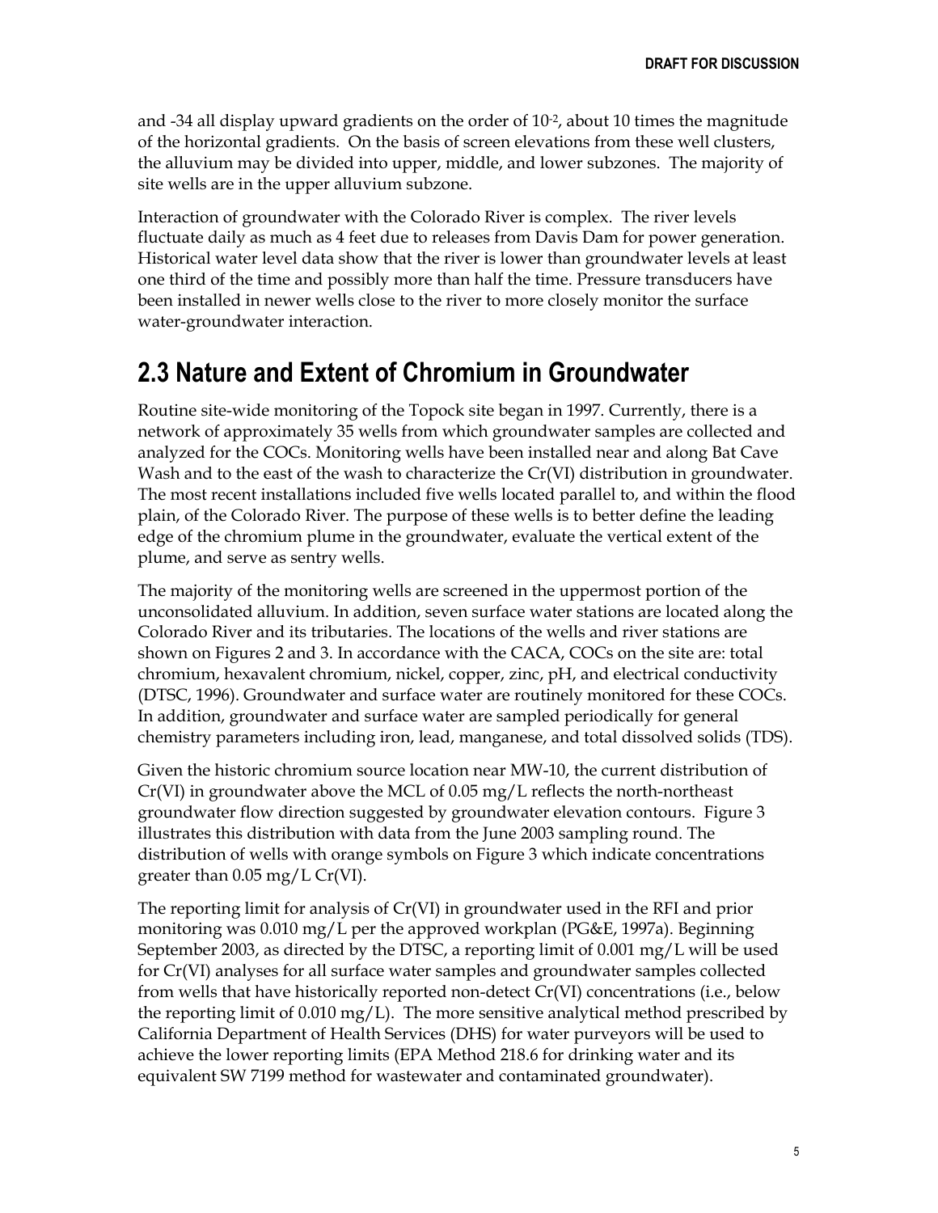and -34 all display upward gradients on the order of $10^{-2}$, about 10 times the magnitude of the horizontal gradients. On the basis of screen elevations from these well clusters, the alluvium may be divided into upper, middle, and lower subzones. The majority of site wells are in the upper alluvium subzone.

Interaction of groundwater with the Colorado River is complex. The river levels fluctuate daily as much as 4 feet due to releases from Davis Dam for power generation. Historical water level data show that the river is lower than groundwater levels at least one third of the time and possibly more than half the time. Pressure transducers have been installed in newer wells close to the river to more closely monitor the surface water-groundwater interaction.

## 2.3 Nature and Extent of Chromium in Groundwater

Routine site-wide monitoring of the Topock site began in 1997. Currently, there is a network of approximately 35 wells from which groundwater samples are collected and analyzed for the COCs. Monitoring wells have been installed near and along Bat Cave Wash and to the east of the wash to characterize the Cr(VI) distribution in groundwater. The most recent installations included five wells located parallel to, and within the flood plain, of the Colorado River. The purpose of these wells is to better define the leading edge of the chromium plume in the groundwater, evaluate the vertical extent of the plume, and serve as sentry wells.

The majority of the monitoring wells are screened in the uppermost portion of the unconsolidated alluvium. In addition, seven surface water stations are located along the Colorado River and its tributaries. The locations of the wells and river stations are shown on Figures 2 and 3. In accordance with the CACA, COCs on the site are: total chromium, hexavalent chromium, nickel, copper, zinc, pH, and electrical conductivity (DTSC, 1996). Groundwater and surface water are routinely monitored for these COCs. In addition, groundwater and surface water are sampled periodically for general chemistry parameters including iron, lead, manganese, and total dissolved solids (TDS).

Given the historic chromium source location near MW-10, the current distribution of Cr(VI) in groundwater above the MCL of 0.05 mg/L reflects the north-northeast groundwater flow direction suggested by groundwater elevation contours. Figure 3 illustrates this distribution with data from the June 2003 sampling round. The distribution of wells with orange symbols on Figure 3 which indicate concentrations greater than 0.05 mg/L Cr(VI).

The reporting limit for analysis of Cr(VI) in groundwater used in the RFI and prior monitoring was 0.010 mg/L per the approved workplan (PG&E, 1997a). Beginning September 2003, as directed by the DTSC, a reporting limit of 0.001 mg/L will be used for Cr(VI) analyses for all surface water samples and groundwater samples collected from wells that have historically reported non-detect Cr(VI) concentrations (i.e., below the reporting limit of 0.010 mg/L). The more sensitive analytical method prescribed by California Department of Health Services (DHS) for water purveyors will be used to achieve the lower reporting limits (EPA Method 218.6 for drinking water and its equivalent SW 7199 method for wastewater and contaminated groundwater).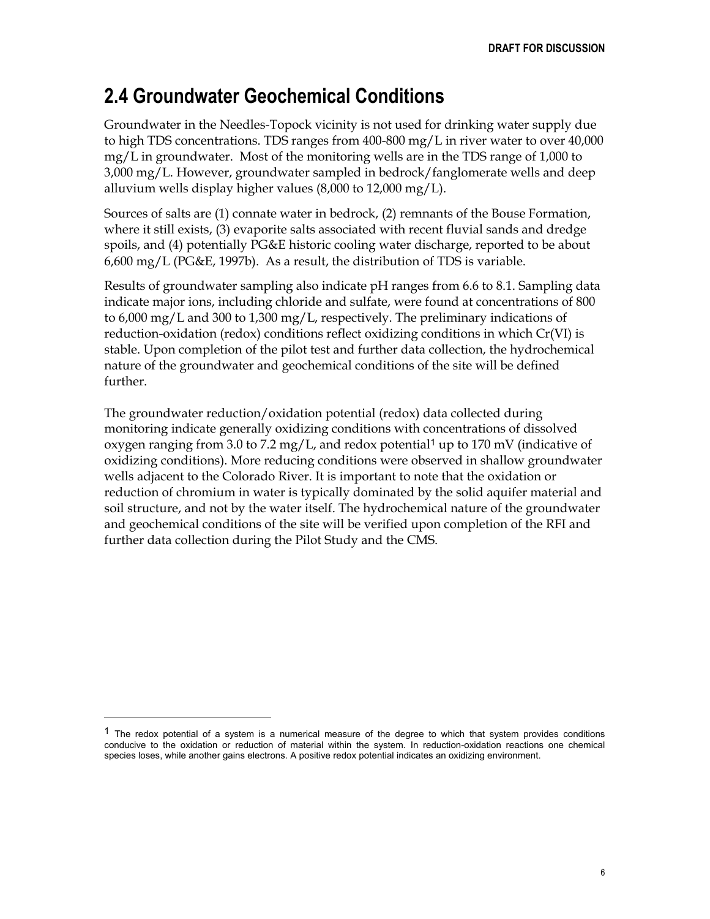## 2.4 Groundwater Geochemical Conditions

Groundwater in the Needles-Topock vicinity is not used for drinking water supply due to high TDS concentrations. TDS ranges from 400-800 mg/L in river water to over 40,000 mg/L in groundwater. Most of the monitoring wells are in the TDS range of 1,000 to 3,000 mg/L. However, groundwater sampled in bedrock/fanglomerate wells and deep alluvium wells display higher values (8,000 to 12,000 mg/L).

Sources of salts are (1) connate water in bedrock, (2) remnants of the Bouse Formation, where it still exists, (3) evaporite salts associated with recent fluvial sands and dredge spoils, and (4) potentially PG&E historic cooling water discharge, reported to be about 6,600 mg/L (PG&E, 1997b). As a result, the distribution of TDS is variable.

Results of groundwater sampling also indicate pH ranges from 6.6 to 8.1. Sampling data indicate major ions, including chloride and sulfate, were found at concentrations of 800 to 6,000 mg/L and 300 to 1,300 mg/L, respectively. The preliminary indications of reduction-oxidation (redox) conditions reflect oxidizing conditions in which Cr(VI) is stable. Upon completion of the pilot test and further data collection, the hydrochemical nature of the groundwater and geochemical conditions of the site will be defined further.

The groundwater reduction/oxidation potential (redox) data collected during monitoring indicate generally oxidizing conditions with concentrations of dissolved oxygen ranging from 3.0 to 7.2 mg/L, and redox potential[1] up to 170 mV (indicative of oxidizing conditions). More reducing conditions were observed in shallow groundwater wells adjacent to the Colorado River. It is important to note that the oxidation or reduction of chromium in water is typically dominated by the solid aquifer material and soil structure, and not by the water itself. The hydrochemical nature of the groundwater and geochemical conditions of the site will be verified upon completion of the RFI and further data collection during the Pilot Study and the CMS.

[1] The redox potential of a system is a numerical measure of the degree to which that system provides conditions conducive to the oxidation or reduction of material within the system. In reduction-oxidation reactions one chemical species loses, while another gains electrons. A positive redox potential indicates an oxidizing environment.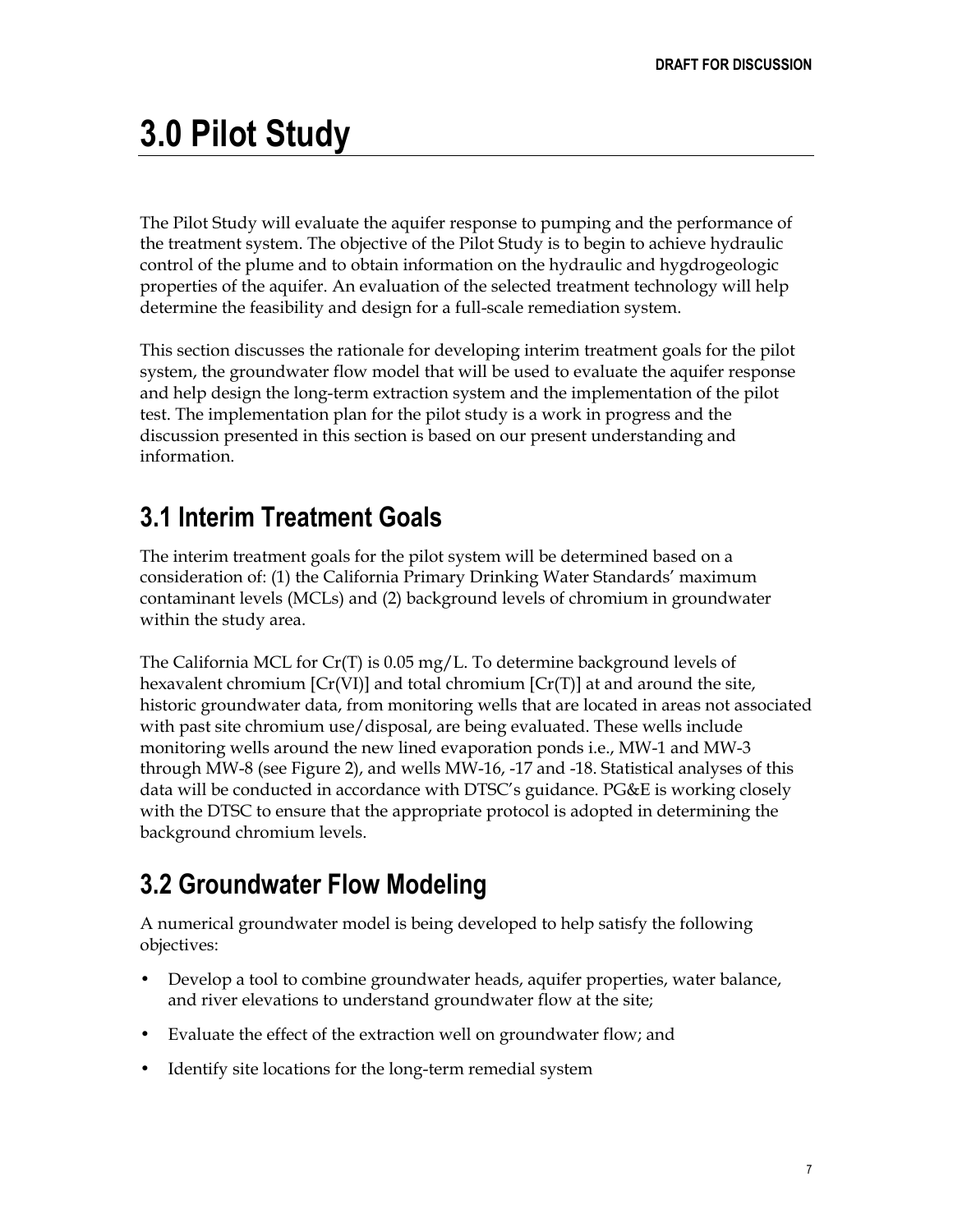# 3.0 Pilot Study

The Pilot Study will evaluate the aquifer response to pumping and the performance of the treatment system. The objective of the Pilot Study is to begin to achieve hydraulic control of the plume and to obtain information on the hydraulic and hygdrogeologic properties of the aquifer. An evaluation of the selected treatment technology will help determine the feasibility and design for a full-scale remediation system.

This section discusses the rationale for developing interim treatment goals for the pilot system, the groundwater flow model that will be used to evaluate the aquifer response and help design the long-term extraction system and the implementation of the pilot test. The implementation plan for the pilot study is a work in progress and the discussion presented in this section is based on our present understanding and information.

## 3.1 Interim Treatment Goals

The interim treatment goals for the pilot system will be determined based on a consideration of: (1) the California Primary Drinking Water Standards' maximum contaminant levels (MCLs) and (2) background levels of chromium in groundwater within the study area.

The California MCL for Cr(T) is 0.05 mg/L. To determine background levels of hexavalent chromium [Cr(VI)] and total chromium [Cr(T)] at and around the site, historic groundwater data, from monitoring wells that are located in areas not associated with past site chromium use/disposal, are being evaluated. These wells include monitoring wells around the new lined evaporation ponds i.e., MW-1 and MW-3 through MW-8 (see Figure 2), and wells MW-16, -17 and -18. Statistical analyses of this data will be conducted in accordance with DTSC's guidance. PG&E is working closely with the DTSC to ensure that the appropriate protocol is adopted in determining the background chromium levels.

## 3.2 Groundwater Flow Modeling

A numerical groundwater model is being developed to help satisfy the following objectives:

- Develop a tool to combine groundwater heads, aquifer properties, water balance, and river elevations to understand groundwater flow at the site;
- Evaluate the effect of the extraction well on groundwater flow; and
- Identify site locations for the long-term remedial system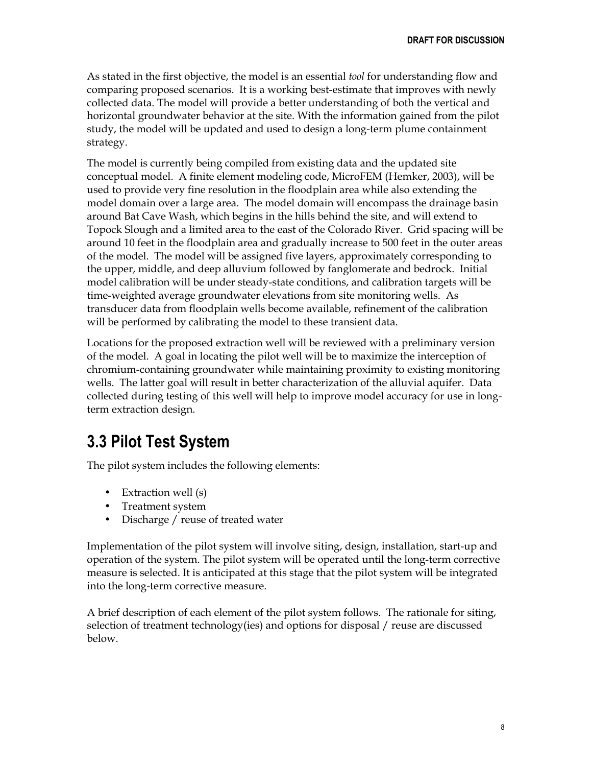As stated in the first objective, the model is an essential *tool* for understanding flow and comparing proposed scenarios. It is a working best-estimate that improves with newly collected data. The model will provide a better understanding of both the vertical and horizontal groundwater behavior at the site. With the information gained from the pilot study, the model will be updated and used to design a long-term plume containment strategy.

The model is currently being compiled from existing data and the updated site conceptual model. A finite element modeling code, MicroFEM (Hemker, 2003), will be used to provide very fine resolution in the floodplain area while also extending the model domain over a large area. The model domain will encompass the drainage basin around Bat Cave Wash, which begins in the hills behind the site, and will extend to Topock Slough and a limited area to the east of the Colorado River. Grid spacing will be around 10 feet in the floodplain area and gradually increase to 500 feet in the outer areas of the model. The model will be assigned five layers, approximately corresponding to the upper, middle, and deep alluvium followed by fanglomerate and bedrock. Initial model calibration will be under steady-state conditions, and calibration targets will be time-weighted average groundwater elevations from site monitoring wells. As transducer data from floodplain wells become available, refinement of the calibration will be performed by calibrating the model to these transient data.

Locations for the proposed extraction well will be reviewed with a preliminary version of the model. A goal in locating the pilot well will be to maximize the interception of chromium-containing groundwater while maintaining proximity to existing monitoring wells. The latter goal will result in better characterization of the alluvial aquifer. Data collected during testing of this well will help to improve model accuracy for use in long-term extraction design.

## 3.3 Pilot Test System

The pilot system includes the following elements:

- Extraction well (s)
- Treatment system
- Discharge / reuse of treated water

Implementation of the pilot system will involve siting, design, installation, start-up and operation of the system. The pilot system will be operated until the long-term corrective measure is selected. It is anticipated at this stage that the pilot system will be integrated into the long-term corrective measure.

A brief description of each element of the pilot system follows. The rationale for siting, selection of treatment technology(ies) and options for disposal / reuse are discussed below.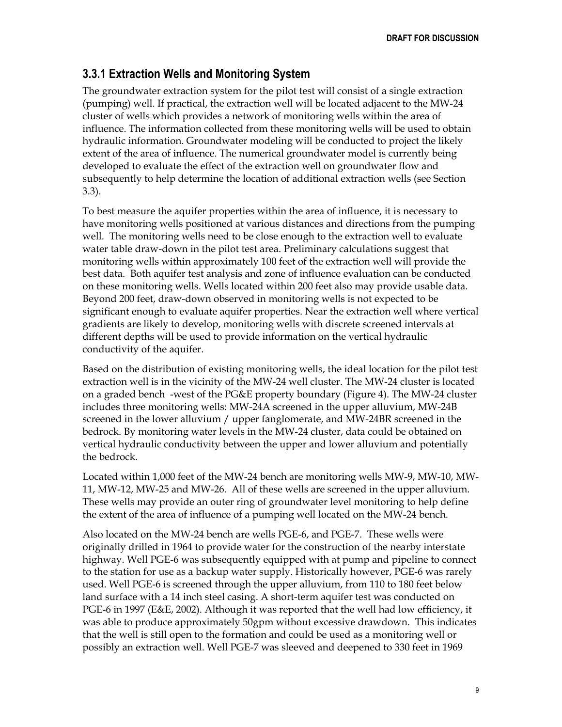### 3.3.1 Extraction Wells and Monitoring System

The groundwater extraction system for the pilot test will consist of a single extraction (pumping) well. If practical, the extraction well will be located adjacent to the MW-24 cluster of wells which provides a network of monitoring wells within the area of influence. The information collected from these monitoring wells will be used to obtain hydraulic information. Groundwater modeling will be conducted to project the likely extent of the area of influence. The numerical groundwater model is currently being developed to evaluate the effect of the extraction well on groundwater flow and subsequently to help determine the location of additional extraction wells (see Section 3.3).

To best measure the aquifer properties within the area of influence, it is necessary to have monitoring wells positioned at various distances and directions from the pumping well. The monitoring wells need to be close enough to the extraction well to evaluate water table draw-down in the pilot test area. Preliminary calculations suggest that monitoring wells within approximately 100 feet of the extraction well will provide the best data. Both aquifer test analysis and zone of influence evaluation can be conducted on these monitoring wells. Wells located within 200 feet also may provide usable data. Beyond 200 feet, draw-down observed in monitoring wells is not expected to be significant enough to evaluate aquifer properties. Near the extraction well where vertical gradients are likely to develop, monitoring wells with discrete screened intervals at different depths will be used to provide information on the vertical hydraulic conductivity of the aquifer.

Based on the distribution of existing monitoring wells, the ideal location for the pilot test extraction well is in the vicinity of the MW-24 well cluster. The MW-24 cluster is located on a graded bench -west of the PG&E property boundary (Figure 4). The MW-24 cluster includes three monitoring wells: MW-24A screened in the upper alluvium, MW-24B screened in the lower alluvium / upper fanglomerate, and MW-24BR screened in the bedrock. By monitoring water levels in the MW-24 cluster, data could be obtained on vertical hydraulic conductivity between the upper and lower alluvium and potentially the bedrock.

Located within 1,000 feet of the MW-24 bench are monitoring wells MW-9, MW-10, MW-11, MW-12, MW-25 and MW-26. All of these wells are screened in the upper alluvium. These wells may provide an outer ring of groundwater level monitoring to help define the extent of the area of influence of a pumping well located on the MW-24 bench.

Also located on the MW-24 bench are wells PGE-6, and PGE-7. These wells were originally drilled in 1964 to provide water for the construction of the nearby interstate highway. Well PGE-6 was subsequently equipped with at pump and pipeline to connect to the station for use as a backup water supply. Historically however, PGE-6 was rarely used. Well PGE-6 is screened through the upper alluvium, from 110 to 180 feet below land surface with a 14 inch steel casing. A short-term aquifer test was conducted on PGE-6 in 1997 (E&E, 2002). Although it was reported that the well had low efficiency, it was able to produce approximately 50gpm without excessive drawdown. This indicates that the well is still open to the formation and could be used as a monitoring well or possibly an extraction well. Well PGE-7 was sleeved and deepened to 330 feet in 1969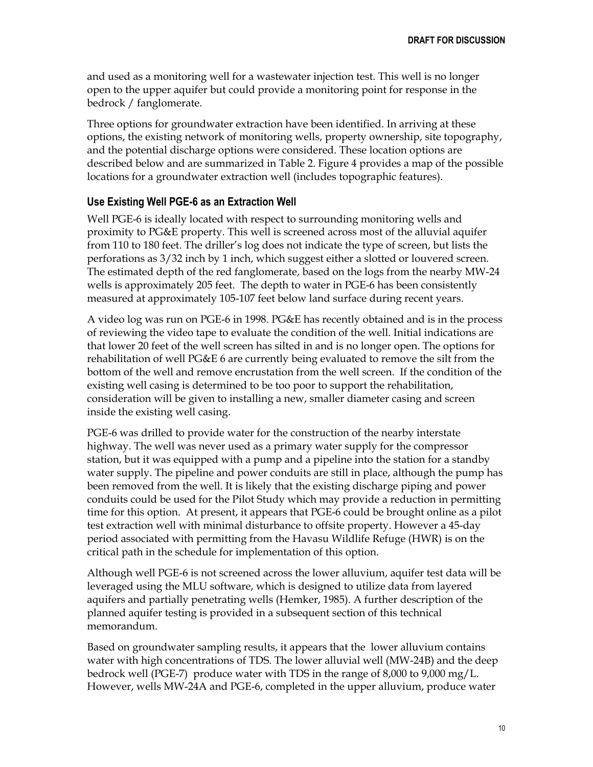and used as a monitoring well for a wastewater injection test. This well is no longer open to the upper aquifer but could provide a monitoring point for response in the bedrock / fanglomerate.

Three options for groundwater extraction have been identified. In arriving at these options, the existing network of monitoring wells, property ownership, site topography, and the potential discharge options were considered. These location options are described below and are summarized in Table 2. Figure 4 provides a map of the possible locations for a groundwater extraction well (includes topographic features).

### Use Existing Well PGE-6 as an Extraction Well

Well PGE-6 is ideally located with respect to surrounding monitoring wells and proximity to PG&E property. This well is screened across most of the alluvial aquifer from 110 to 180 feet. The driller's log does not indicate the type of screen, but lists the perforations as 3/32 inch by 1 inch, which suggest either a slotted or louvered screen. The estimated depth of the red fanglomerate, based on the logs from the nearby MW-24 wells is approximately 205 feet. The depth to water in PGE-6 has been consistently measured at approximately 105-107 feet below land surface during recent years.

A video log was run on PGE-6 in 1998. PG&E has recently obtained and is in the process of reviewing the video tape to evaluate the condition of the well. Initial indications are that lower 20 feet of the well screen has silted in and is no longer open. The options for rehabilitation of well PG&E 6 are currently being evaluated to remove the silt from the bottom of the well and remove encrustation from the well screen. If the condition of the existing well casing is determined to be too poor to support the rehabilitation, consideration will be given to installing a new, smaller diameter casing and screen inside the existing well casing.

PGE-6 was drilled to provide water for the construction of the nearby interstate highway. The well was never used as a primary water supply for the compressor station, but it was equipped with a pump and a pipeline into the station for a standby water supply. The pipeline and power conduits are still in place, although the pump has been removed from the well. It is likely that the existing discharge piping and power conduits could be used for the Pilot Study which may provide a reduction in permitting time for this option. At present, it appears that PGE-6 could be brought online as a pilot test extraction well with minimal disturbance to offsite property. However a 45-day period associated with permitting from the Havasu Wildlife Refuge (HWR) is on the critical path in the schedule for implementation of this option.

Although well PGE-6 is not screened across the lower alluvium, aquifer test data will be leveraged using the MLU software, which is designed to utilize data from layered aquifers and partially penetrating wells (Hemker, 1985). A further description of the planned aquifer testing is provided in a subsequent section of this technical memorandum.

Based on groundwater sampling results, it appears that the lower alluvium contains water with high concentrations of TDS. The lower alluvial well (MW-24B) and the deep bedrock well (PGE-7) produce water with TDS in the range of 8,000 to 9,000 mg/L. However, wells MW-24A and PGE-6, completed in the upper alluvium, produce water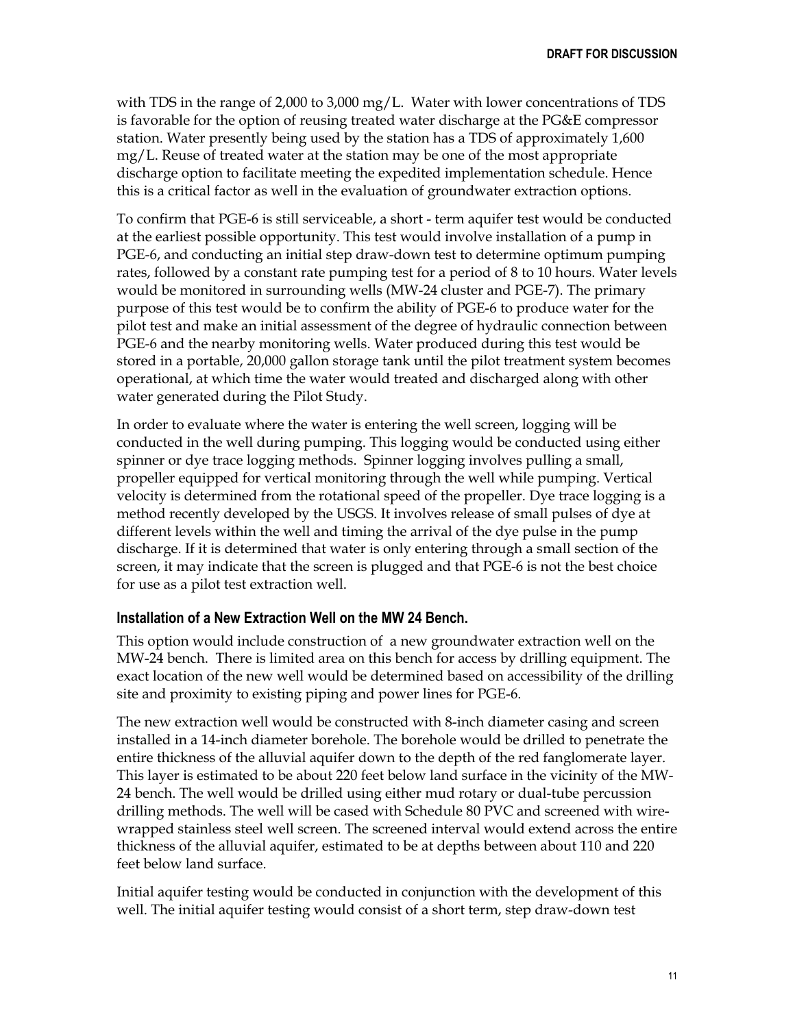with TDS in the range of 2,000 to 3,000 mg/L. Water with lower concentrations of TDS is favorable for the option of reusing treated water discharge at the PG&E compressor station. Water presently being used by the station has a TDS of approximately 1,600 mg/L. Reuse of treated water at the station may be one of the most appropriate discharge option to facilitate meeting the expedited implementation schedule. Hence this is a critical factor as well in the evaluation of groundwater extraction options.

To confirm that PGE-6 is still serviceable, a short - term aquifer test would be conducted at the earliest possible opportunity. This test would involve installation of a pump in PGE-6, and conducting an initial step draw-down test to determine optimum pumping rates, followed by a constant rate pumping test for a period of 8 to 10 hours. Water levels would be monitored in surrounding wells (MW-24 cluster and PGE-7). The primary purpose of this test would be to confirm the ability of PGE-6 to produce water for the pilot test and make an initial assessment of the degree of hydraulic connection between PGE-6 and the nearby monitoring wells. Water produced during this test would be stored in a portable, 20,000 gallon storage tank until the pilot treatment system becomes operational, at which time the water would treated and discharged along with other water generated during the Pilot Study.

In order to evaluate where the water is entering the well screen, logging will be conducted in the well during pumping. This logging would be conducted using either spinner or dye trace logging methods. Spinner logging involves pulling a small, propeller equipped for vertical monitoring through the well while pumping. Vertical velocity is determined from the rotational speed of the propeller. Dye trace logging is a method recently developed by the USGS. It involves release of small pulses of dye at different levels within the well and timing the arrival of the dye pulse in the pump discharge. If it is determined that water is only entering through a small section of the screen, it may indicate that the screen is plugged and that PGE-6 is not the best choice for use as a pilot test extraction well.

### Installation of a New Extraction Well on the MW 24 Bench.

This option would include construction of a new groundwater extraction well on the MW-24 bench. There is limited area on this bench for access by drilling equipment. The exact location of the new well would be determined based on accessibility of the drilling site and proximity to existing piping and power lines for PGE-6.

The new extraction well would be constructed with 8-inch diameter casing and screen installed in a 14-inch diameter borehole. The borehole would be drilled to penetrate the entire thickness of the alluvial aquifer down to the depth of the red fanglomerate layer. This layer is estimated to be about 220 feet below land surface in the vicinity of the MW-24 bench. The well would be drilled using either mud rotary or dual-tube percussion drilling methods. The well will be cased with Schedule 80 PVC and screened with wire-wrapped stainless steel well screen. The screened interval would extend across the entire thickness of the alluvial aquifer, estimated to be at depths between about 110 and 220 feet below land surface.

Initial aquifer testing would be conducted in conjunction with the development of this well. The initial aquifer testing would consist of a short term, step draw-down test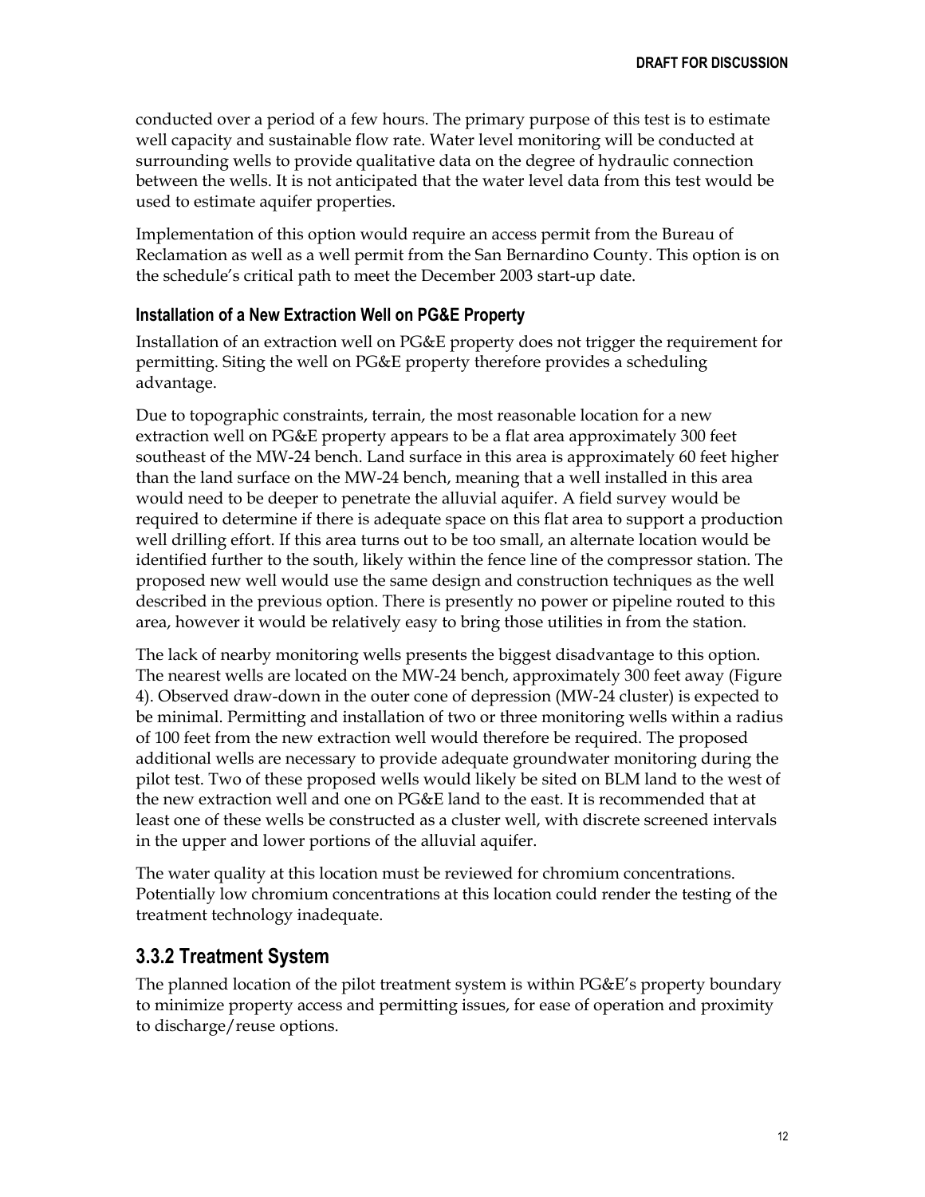conducted over a period of a few hours. The primary purpose of this test is to estimate well capacity and sustainable flow rate. Water level monitoring will be conducted at surrounding wells to provide qualitative data on the degree of hydraulic connection between the wells. It is not anticipated that the water level data from this test would be used to estimate aquifer properties.

Implementation of this option would require an access permit from the Bureau of Reclamation as well as a well permit from the San Bernardino County. This option is on the schedule's critical path to meet the December 2003 start-up date.

#### Installation of a New Extraction Well on PG&E Property

Installation of an extraction well on PG&E property does not trigger the requirement for permitting. Siting the well on PG&E property therefore provides a scheduling advantage.

Due to topographic constraints, terrain, the most reasonable location for a new extraction well on PG&E property appears to be a flat area approximately 300 feet southeast of the MW-24 bench. Land surface in this area is approximately 60 feet higher than the land surface on the MW-24 bench, meaning that a well installed in this area would need to be deeper to penetrate the alluvial aquifer. A field survey would be required to determine if there is adequate space on this flat area to support a production well drilling effort. If this area turns out to be too small, an alternate location would be identified further to the south, likely within the fence line of the compressor station. The proposed new well would use the same design and construction techniques as the well described in the previous option. There is presently no power or pipeline routed to this area, however it would be relatively easy to bring those utilities in from the station.

The lack of nearby monitoring wells presents the biggest disadvantage to this option. The nearest wells are located on the MW-24 bench, approximately 300 feet away (Figure 4). Observed draw-down in the outer cone of depression (MW-24 cluster) is expected to be minimal. Permitting and installation of two or three monitoring wells within a radius of 100 feet from the new extraction well would therefore be required. The proposed additional wells are necessary to provide adequate groundwater monitoring during the pilot test. Two of these proposed wells would likely be sited on BLM land to the west of the new extraction well and one on PG&E land to the east. It is recommended that at least one of these wells be constructed as a cluster well, with discrete screened intervals in the upper and lower portions of the alluvial aquifer.

The water quality at this location must be reviewed for chromium concentrations. Potentially low chromium concentrations at this location could render the testing of the treatment technology inadequate.

### 3.3.2 Treatment System

The planned location of the pilot treatment system is within PG&E's property boundary to minimize property access and permitting issues, for ease of operation and proximity to discharge/reuse options.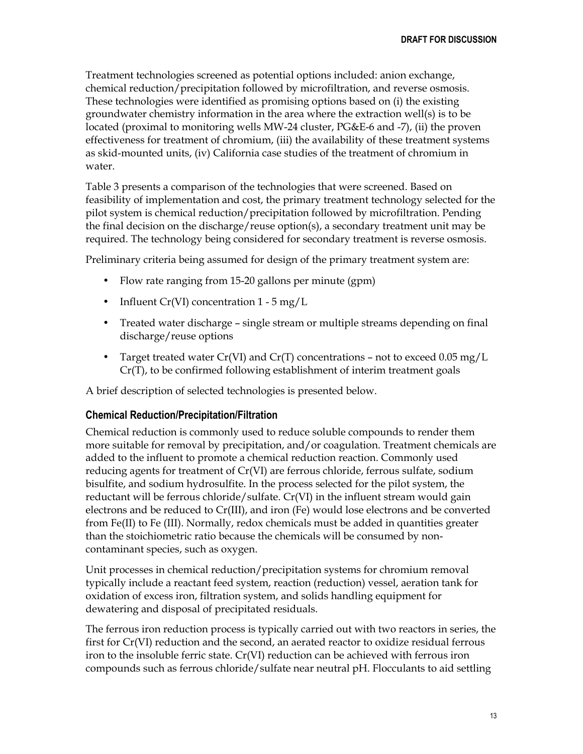Treatment technologies screened as potential options included: anion exchange, chemical reduction/precipitation followed by microfiltration, and reverse osmosis. These technologies were identified as promising options based on (i) the existing groundwater chemistry information in the area where the extraction well(s) is to be located (proximal to monitoring wells MW-24 cluster, PG&E-6 and -7), (ii) the proven effectiveness for treatment of chromium, (iii) the availability of these treatment systems as skid-mounted units, (iv) California case studies of the treatment of chromium in water.

Table 3 presents a comparison of the technologies that were screened. Based on feasibility of implementation and cost, the primary treatment technology selected for the pilot system is chemical reduction/precipitation followed by microfiltration. Pending the final decision on the discharge/reuse option(s), a secondary treatment unit may be required. The technology being considered for secondary treatment is reverse osmosis.

Preliminary criteria being assumed for design of the primary treatment system are:

- Flow rate ranging from 15-20 gallons per minute (gpm)
- Influent Cr(VI) concentration 1 - 5 mg/L
- Treated water discharge – single stream or multiple streams depending on final discharge/reuse options
- Target treated water Cr(VI) and Cr(T) concentrations – not to exceed 0.05 mg/L Cr(T), to be confirmed following establishment of interim treatment goals

A brief description of selected technologies is presented below.

### Chemical Reduction/Precipitation/Filtration

Chemical reduction is commonly used to reduce soluble compounds to render them more suitable for removal by precipitation, and/or coagulation. Treatment chemicals are added to the influent to promote a chemical reduction reaction. Commonly used reducing agents for treatment of Cr(VI) are ferrous chloride, ferrous sulfate, sodium bisulfite, and sodium hydrosulfite. In the process selected for the pilot system, the reductant will be ferrous chloride/sulfate. Cr(VI) in the influent stream would gain electrons and be reduced to Cr(III), and iron (Fe) would lose electrons and be converted from Fe(II) to Fe (III). Normally, redox chemicals must be added in quantities greater than the stoichiometric ratio because the chemicals will be consumed by non-contaminant species, such as oxygen.

Unit processes in chemical reduction/precipitation systems for chromium removal typically include a reactant feed system, reaction (reduction) vessel, aeration tank for oxidation of excess iron, filtration system, and solids handling equipment for dewatering and disposal of precipitated residuals.

The ferrous iron reduction process is typically carried out with two reactors in series, the first for Cr(VI) reduction and the second, an aerated reactor to oxidize residual ferrous iron to the insoluble ferric state. Cr(VI) reduction can be achieved with ferrous iron compounds such as ferrous chloride/sulfate near neutral pH. Flocculants to aid settling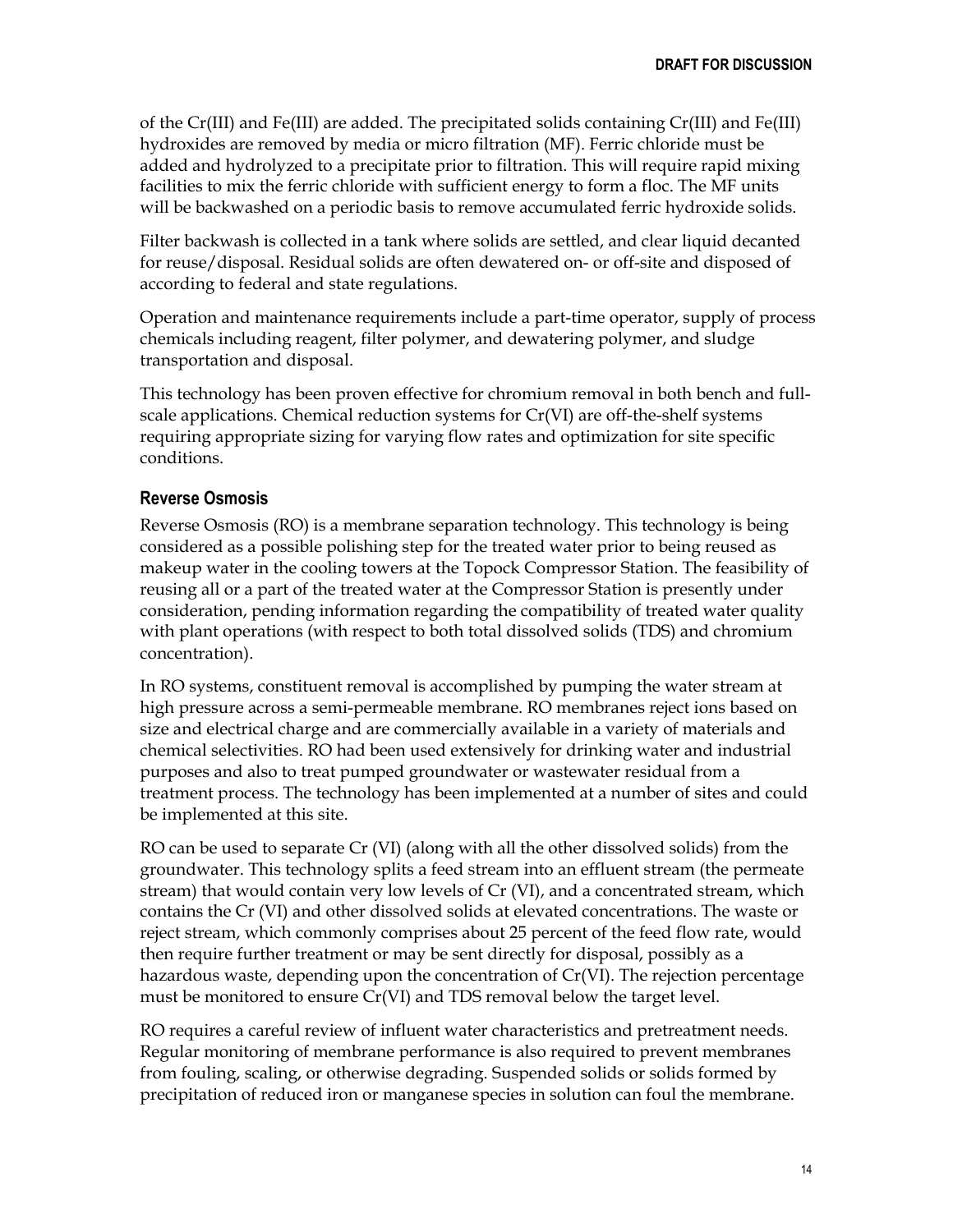of the Cr(III) and Fe(III) are added. The precipitated solids containing Cr(III) and Fe(III) hydroxides are removed by media or micro filtration (MF). Ferric chloride must be added and hydrolyzed to a precipitate prior to filtration. This will require rapid mixing facilities to mix the ferric chloride with sufficient energy to form a floc. The MF units will be backwashed on a periodic basis to remove accumulated ferric hydroxide solids.

Filter backwash is collected in a tank where solids are settled, and clear liquid decanted for reuse/disposal. Residual solids are often dewatered on- or off-site and disposed of according to federal and state regulations.

Operation and maintenance requirements include a part-time operator, supply of process chemicals including reagent, filter polymer, and dewatering polymer, and sludge transportation and disposal.

This technology has been proven effective for chromium removal in both bench and full-scale applications. Chemical reduction systems for Cr(VI) are off-the-shelf systems requiring appropriate sizing for varying flow rates and optimization for site specific conditions.

### Reverse Osmosis

Reverse Osmosis (RO) is a membrane separation technology. This technology is being considered as a possible polishing step for the treated water prior to being reused as makeup water in the cooling towers at the Topock Compressor Station. The feasibility of reusing all or a part of the treated water at the Compressor Station is presently under consideration, pending information regarding the compatibility of treated water quality with plant operations (with respect to both total dissolved solids (TDS) and chromium concentration).

In RO systems, constituent removal is accomplished by pumping the water stream at high pressure across a semi-permeable membrane. RO membranes reject ions based on size and electrical charge and are commercially available in a variety of materials and chemical selectivities. RO had been used extensively for drinking water and industrial purposes and also to treat pumped groundwater or wastewater residual from a treatment process. The technology has been implemented at a number of sites and could be implemented at this site.

RO can be used to separate Cr (VI) (along with all the other dissolved solids) from the groundwater. This technology splits a feed stream into an effluent stream (the permeate stream) that would contain very low levels of Cr (VI), and a concentrated stream, which contains the Cr (VI) and other dissolved solids at elevated concentrations. The waste or reject stream, which commonly comprises about 25 percent of the feed flow rate, would then require further treatment or may be sent directly for disposal, possibly as a hazardous waste, depending upon the concentration of Cr(VI). The rejection percentage must be monitored to ensure Cr(VI) and TDS removal below the target level.

RO requires a careful review of influent water characteristics and pretreatment needs. Regular monitoring of membrane performance is also required to prevent membranes from fouling, scaling, or otherwise degrading. Suspended solids or solids formed by precipitation of reduced iron or manganese species in solution can foul the membrane.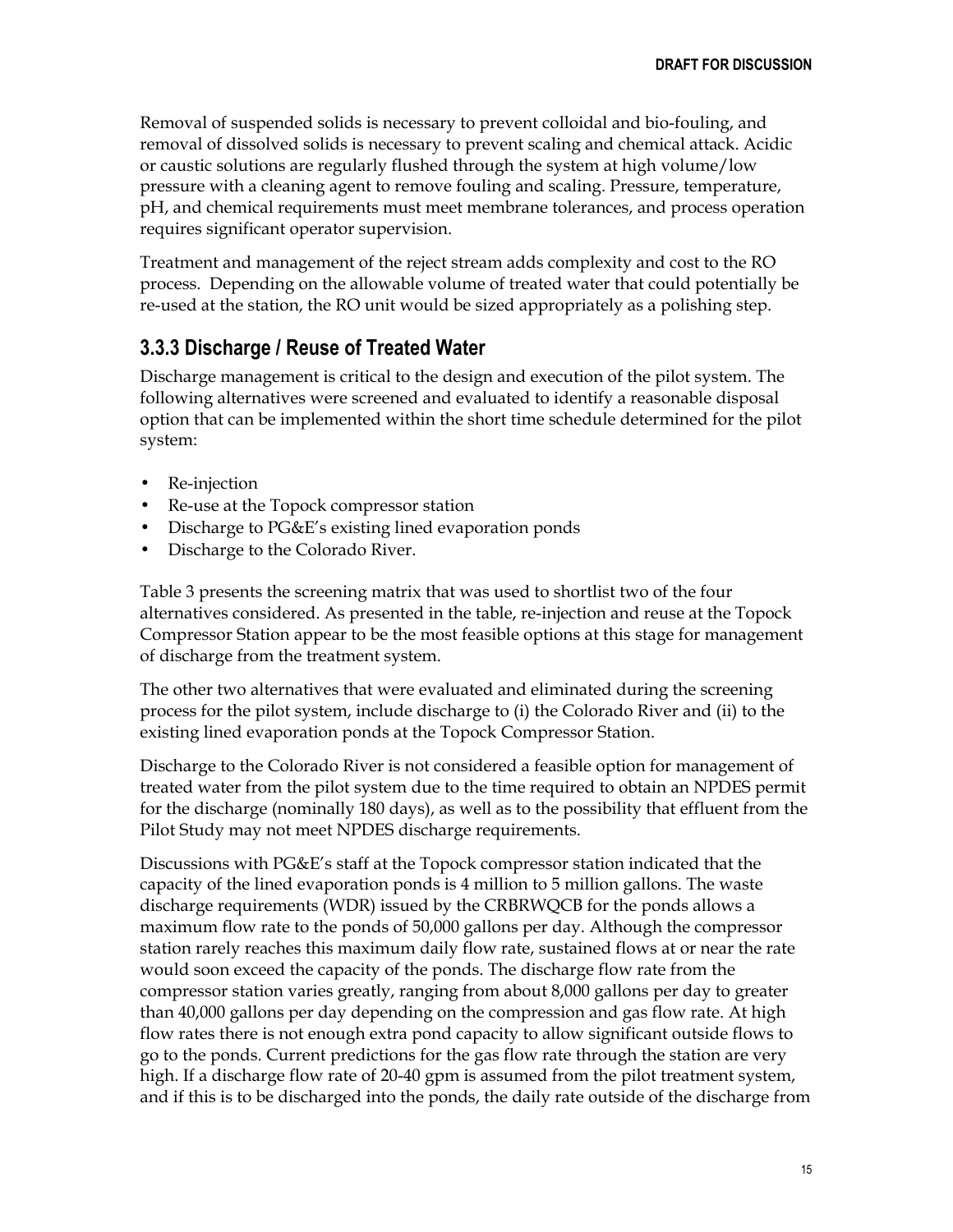Removal of suspended solids is necessary to prevent colloidal and bio-fouling, and removal of dissolved solids is necessary to prevent scaling and chemical attack. Acidic or caustic solutions are regularly flushed through the system at high volume/low pressure with a cleaning agent to remove fouling and scaling. Pressure, temperature, pH, and chemical requirements must meet membrane tolerances, and process operation requires significant operator supervision.

Treatment and management of the reject stream adds complexity and cost to the RO process. Depending on the allowable volume of treated water that could potentially be re-used at the station, the RO unit would be sized appropriately as a polishing step.

### 3.3.3 Discharge / Reuse of Treated Water

Discharge management is critical to the design and execution of the pilot system. The following alternatives were screened and evaluated to identify a reasonable disposal option that can be implemented within the short time schedule determined for the pilot system:

- Re-injection
- Re-use at the Topock compressor station
- Discharge to PG&E's existing lined evaporation ponds
- Discharge to the Colorado River.

Table 3 presents the screening matrix that was used to shortlist two of the four alternatives considered. As presented in the table, re-injection and reuse at the Topock Compressor Station appear to be the most feasible options at this stage for management of discharge from the treatment system.

The other two alternatives that were evaluated and eliminated during the screening process for the pilot system, include discharge to (i) the Colorado River and (ii) to the existing lined evaporation ponds at the Topock Compressor Station.

Discharge to the Colorado River is not considered a feasible option for management of treated water from the pilot system due to the time required to obtain an NPDES permit for the discharge (nominally 180 days), as well as to the possibility that effluent from the Pilot Study may not meet NPDES discharge requirements.

Discussions with PG&E's staff at the Topock compressor station indicated that the capacity of the lined evaporation ponds is 4 million to 5 million gallons. The waste discharge requirements (WDR) issued by the CRBRWQCB for the ponds allows a maximum flow rate to the ponds of 50,000 gallons per day. Although the compressor station rarely reaches this maximum daily flow rate, sustained flows at or near the rate would soon exceed the capacity of the ponds. The discharge flow rate from the compressor station varies greatly, ranging from about 8,000 gallons per day to greater than 40,000 gallons per day depending on the compression and gas flow rate. At high flow rates there is not enough extra pond capacity to allow significant outside flows to go to the ponds. Current predictions for the gas flow rate through the station are very high. If a discharge flow rate of 20-40 gpm is assumed from the pilot treatment system, and if this is to be discharged into the ponds, the daily rate outside of the discharge from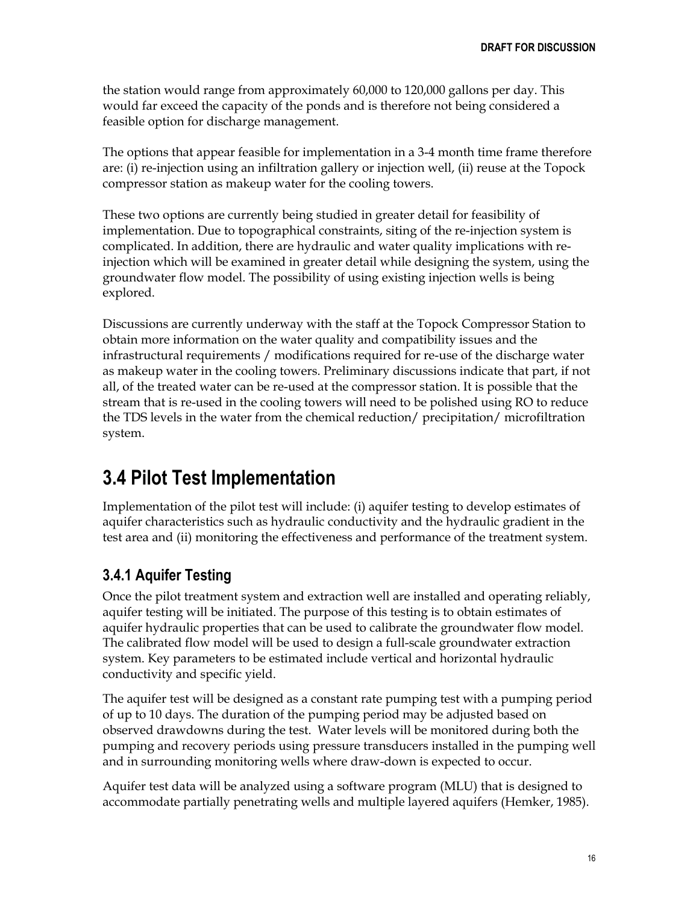the station would range from approximately 60,000 to 120,000 gallons per day. This would far exceed the capacity of the ponds and is therefore not being considered a feasible option for discharge management.

The options that appear feasible for implementation in a 3-4 month time frame therefore are: (i) re-injection using an infiltration gallery or injection well, (ii) reuse at the Topock compressor station as makeup water for the cooling towers.

These two options are currently being studied in greater detail for feasibility of implementation. Due to topographical constraints, siting of the re-injection system is complicated. In addition, there are hydraulic and water quality implications with re-injection which will be examined in greater detail while designing the system, using the groundwater flow model. The possibility of using existing injection wells is being explored.

Discussions are currently underway with the staff at the Topock Compressor Station to obtain more information on the water quality and compatibility issues and the infrastructural requirements / modifications required for re-use of the discharge water as makeup water in the cooling towers. Preliminary discussions indicate that part, if not all, of the treated water can be re-used at the compressor station. It is possible that the stream that is re-used in the cooling towers will need to be polished using RO to reduce the TDS levels in the water from the chemical reduction/ precipitation/ microfiltration system.

## 3.4 Pilot Test Implementation

Implementation of the pilot test will include: (i) aquifer testing to develop estimates of aquifer characteristics such as hydraulic conductivity and the hydraulic gradient in the test area and (ii) monitoring the effectiveness and performance of the treatment system.

### 3.4.1 Aquifer Testing

Once the pilot treatment system and extraction well are installed and operating reliably, aquifer testing will be initiated. The purpose of this testing is to obtain estimates of aquifer hydraulic properties that can be used to calibrate the groundwater flow model. The calibrated flow model will be used to design a full-scale groundwater extraction system. Key parameters to be estimated include vertical and horizontal hydraulic conductivity and specific yield.

The aquifer test will be designed as a constant rate pumping test with a pumping period of up to 10 days. The duration of the pumping period may be adjusted based on observed drawdowns during the test. Water levels will be monitored during both the pumping and recovery periods using pressure transducers installed in the pumping well and in surrounding monitoring wells where draw-down is expected to occur.

Aquifer test data will be analyzed using a software program (MLU) that is designed to accommodate partially penetrating wells and multiple layered aquifers (Hemker, 1985).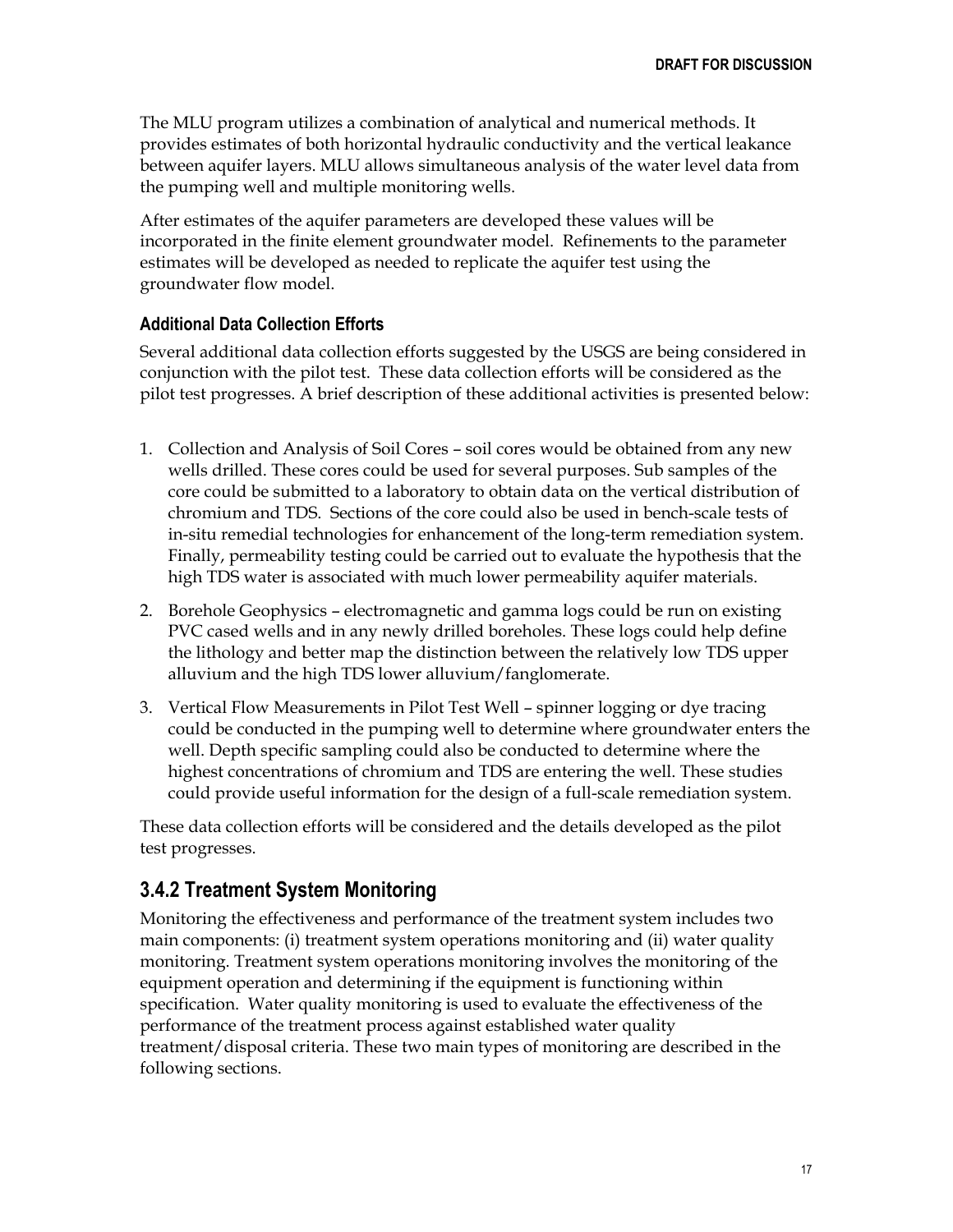The MLU program utilizes a combination of analytical and numerical methods. It provides estimates of both horizontal hydraulic conductivity and the vertical leakance between aquifer layers. MLU allows simultaneous analysis of the water level data from the pumping well and multiple monitoring wells.

After estimates of the aquifer parameters are developed these values will be incorporated in the finite element groundwater model. Refinements to the parameter estimates will be developed as needed to replicate the aquifer test using the groundwater flow model.

#### Additional Data Collection Efforts

Several additional data collection efforts suggested by the USGS are being considered in conjunction with the pilot test. These data collection efforts will be considered as the pilot test progresses. A brief description of these additional activities is presented below:

1. Collection and Analysis of Soil Cores – soil cores would be obtained from any new wells drilled. These cores could be used for several purposes. Sub samples of the core could be submitted to a laboratory to obtain data on the vertical distribution of chromium and TDS. Sections of the core could also be used in bench-scale tests of in-situ remedial technologies for enhancement of the long-term remediation system. Finally, permeability testing could be carried out to evaluate the hypothesis that the high TDS water is associated with much lower permeability aquifer materials.
2. Borehole Geophysics – electromagnetic and gamma logs could be run on existing PVC cased wells and in any newly drilled boreholes. These logs could help define the lithology and better map the distinction between the relatively low TDS upper alluvium and the high TDS lower alluvium/fanglomerate.
3. Vertical Flow Measurements in Pilot Test Well – spinner logging or dye tracing could be conducted in the pumping well to determine where groundwater enters the well. Depth specific sampling could also be conducted to determine where the highest concentrations of chromium and TDS are entering the well. These studies could provide useful information for the design of a full-scale remediation system.

These data collection efforts will be considered and the details developed as the pilot test progresses.

### 3.4.2 Treatment System Monitoring

Monitoring the effectiveness and performance of the treatment system includes two main components: (i) treatment system operations monitoring and (ii) water quality monitoring. Treatment system operations monitoring involves the monitoring of the equipment operation and determining if the equipment is functioning within specification. Water quality monitoring is used to evaluate the effectiveness of the performance of the treatment process against established water quality treatment/disposal criteria. These two main types of monitoring are described in the following sections.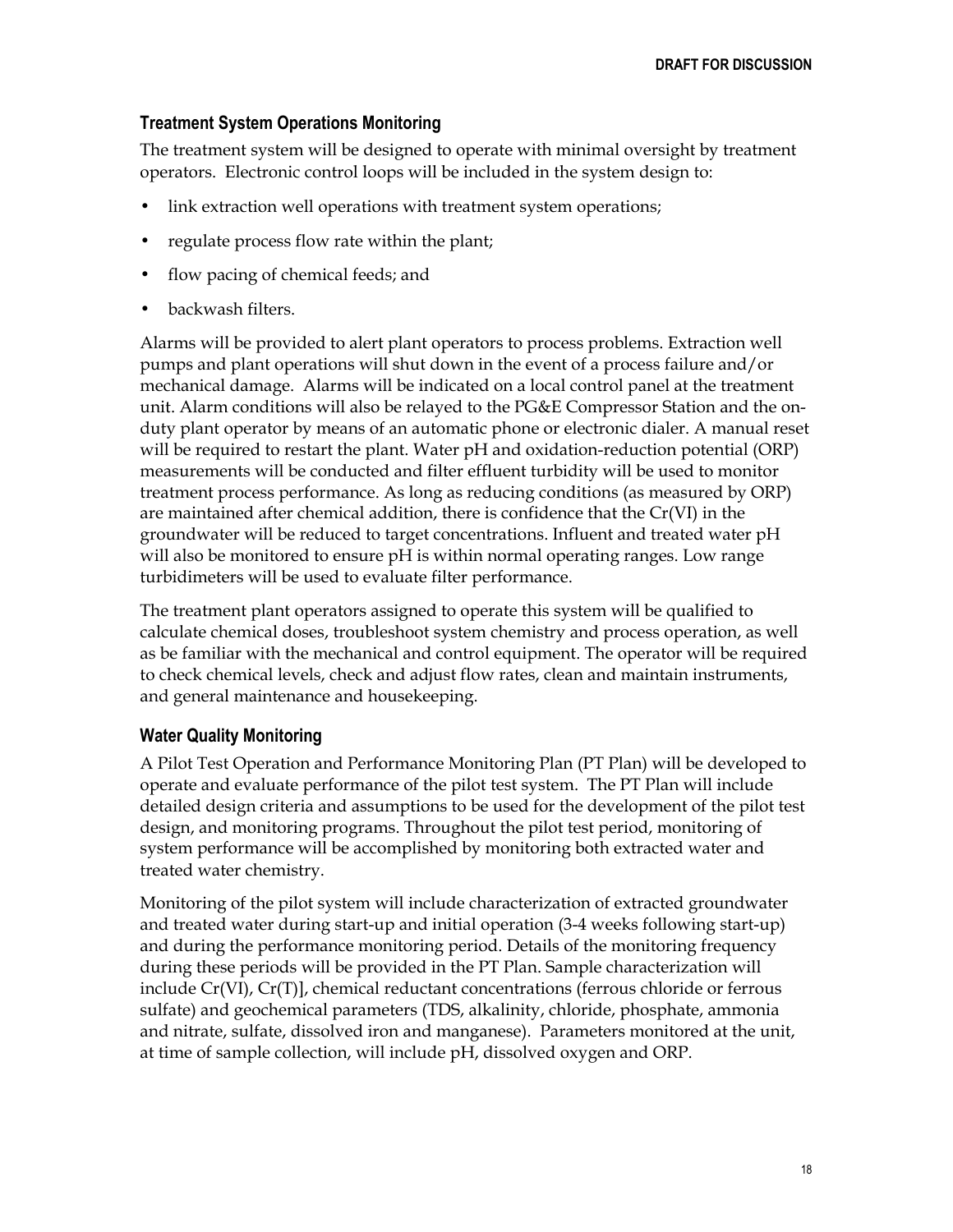## Treatment System Operations Monitoring

The treatment system will be designed to operate with minimal oversight by treatment operators. Electronic control loops will be included in the system design to:

- link extraction well operations with treatment system operations;
- regulate process flow rate within the plant;
- flow pacing of chemical feeds; and
- backwash filters.

Alarms will be provided to alert plant operators to process problems. Extraction well pumps and plant operations will shut down in the event of a process failure and/or mechanical damage. Alarms will be indicated on a local control panel at the treatment unit. Alarm conditions will also be relayed to the PG&E Compressor Station and the on-duty plant operator by means of an automatic phone or electronic dialer. A manual reset will be required to restart the plant. Water pH and oxidation-reduction potential (ORP) measurements will be conducted and filter effluent turbidity will be used to monitor treatment process performance. As long as reducing conditions (as measured by ORP) are maintained after chemical addition, there is confidence that the Cr(VI) in the groundwater will be reduced to target concentrations. Influent and treated water pH will also be monitored to ensure pH is within normal operating ranges. Low range turbidimeters will be used to evaluate filter performance.

The treatment plant operators assigned to operate this system will be qualified to calculate chemical doses, troubleshoot system chemistry and process operation, as well as be familiar with the mechanical and control equipment. The operator will be required to check chemical levels, check and adjust flow rates, clean and maintain instruments, and general maintenance and housekeeping.

## Water Quality Monitoring

A Pilot Test Operation and Performance Monitoring Plan (PT Plan) will be developed to operate and evaluate performance of the pilot test system. The PT Plan will include detailed design criteria and assumptions to be used for the development of the pilot test design, and monitoring programs. Throughout the pilot test period, monitoring of system performance will be accomplished by monitoring both extracted water and treated water chemistry.

Monitoring of the pilot system will include characterization of extracted groundwater and treated water during start-up and initial operation (3-4 weeks following start-up) and during the performance monitoring period. Details of the monitoring frequency during these periods will be provided in the PT Plan. Sample characterization will include Cr(VI), Cr(T)], chemical reductant concentrations (ferrous chloride or ferrous sulfate) and geochemical parameters (TDS, alkalinity, chloride, phosphate, ammonia and nitrate, sulfate, dissolved iron and manganese). Parameters monitored at the unit, at time of sample collection, will include pH, dissolved oxygen and ORP.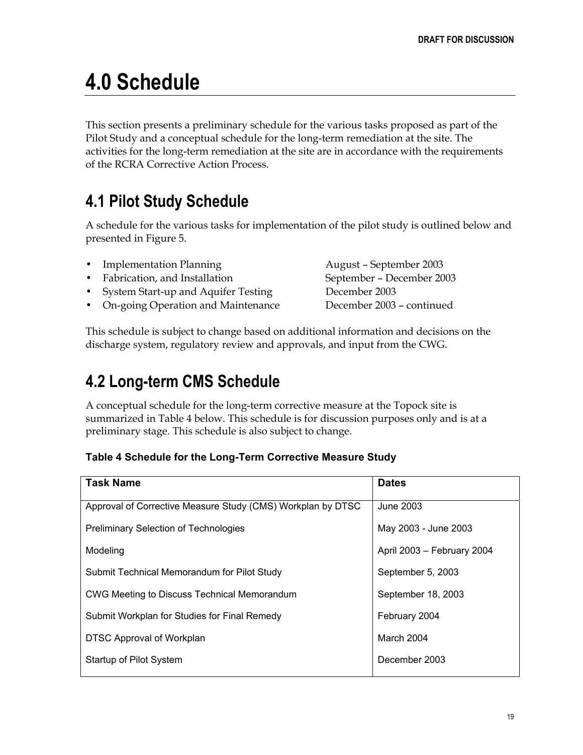# 4.0 Schedule

This section presents a preliminary schedule for the various tasks proposed as part of the Pilot Study and a conceptual schedule for the long-term remediation at the site. The activities for the long-term remediation at the site are in accordance with the requirements of the RCRA Corrective Action Process.

## 4.1 Pilot Study Schedule

A schedule for the various tasks for implementation of the pilot study is outlined below and presented in Figure 5.

- Implementation Planning — August – September 2003
- Fabrication, and Installation — September – December 2003
- System Start-up and Aquifer Testing — December 2003
- On-going Operation and Maintenance — December 2003 – continued

This schedule is subject to change based on additional information and decisions on the discharge system, regulatory review and approvals, and input from the CWG.

## 4.2 Long-term CMS Schedule

A conceptual schedule for the long-term corrective measure at the Topock site is summarized in Table 4 below. This schedule is for discussion purposes only and is at a preliminary stage. This schedule is also subject to change.

**Table 4 Schedule for the Long-Term Corrective Measure Study**

| Task Name | Dates |
| --- | --- |
| Approval of Corrective Measure Study (CMS) Workplan by DTSC | June 2003 |
| Preliminary Selection of Technologies | May 2003 - June 2003 |
| Modeling | April 2003 – February 2004 |
| Submit Technical Memorandum for Pilot Study | September 5, 2003 |
| CWG Meeting to Discuss Technical Memorandum | September 18, 2003 |
| Submit Workplan for Studies for Final Remedy | February 2004 |
| DTSC Approval of Workplan | March 2004 |
| Startup of Pilot System | December 2003 |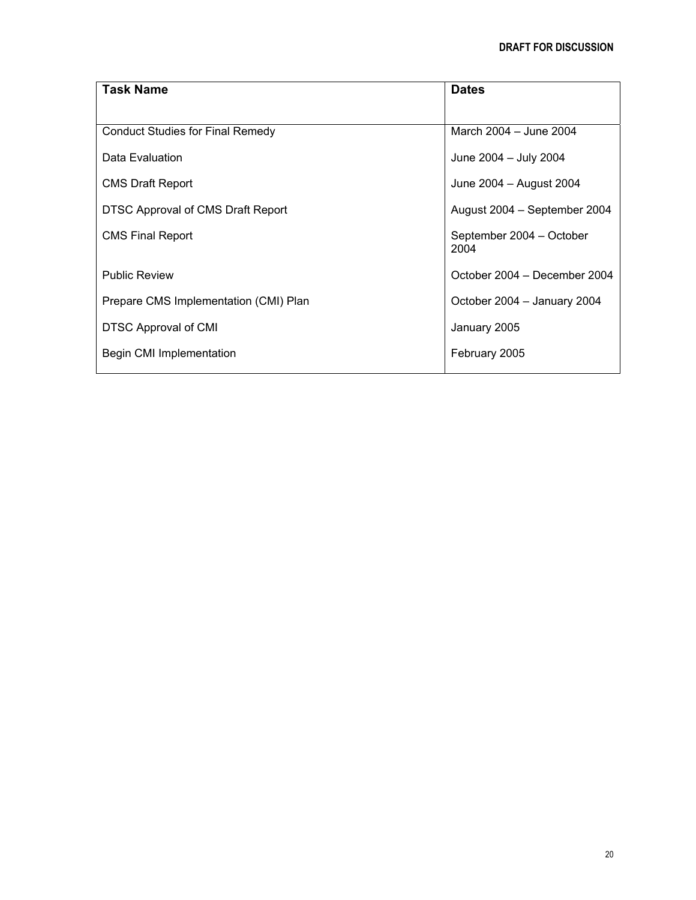| Task Name | Dates |
| --- | --- |
| Conduct Studies for Final Remedy | March 2004 – June 2004 |
| Data Evaluation | June 2004 – July 2004 |
| CMS Draft Report | June 2004 – August 2004 |
| DTSC Approval of CMS Draft Report | August 2004 – September 2004 |
| CMS Final Report | September 2004 – October 2004 |
| Public Review | October 2004 – December 2004 |
| Prepare CMS Implementation (CMI) Plan | October 2004 – January 2004 |
| DTSC Approval of CMI | January 2005 |
| Begin CMI Implementation | February 2005 |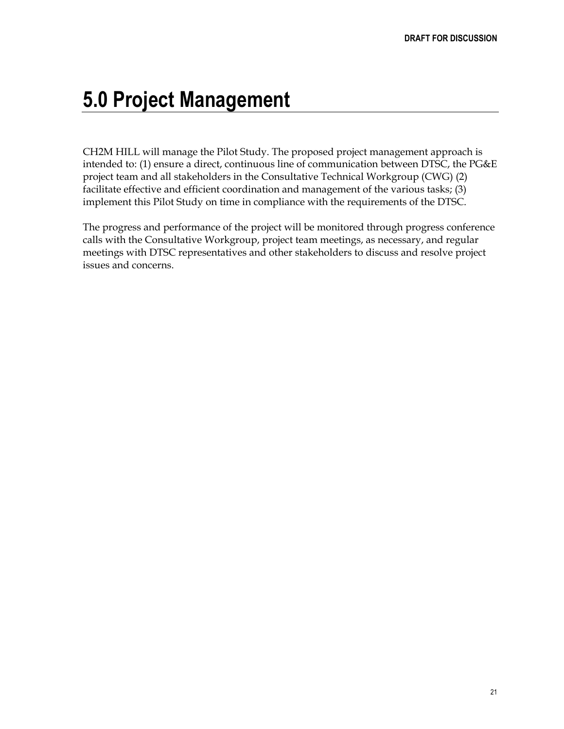# 5.0 Project Management

CH2M HILL will manage the Pilot Study. The proposed project management approach is intended to: (1) ensure a direct, continuous line of communication between DTSC, the PG&E project team and all stakeholders in the Consultative Technical Workgroup (CWG) (2) facilitate effective and efficient coordination and management of the various tasks; (3) implement this Pilot Study on time in compliance with the requirements of the DTSC.

The progress and performance of the project will be monitored through progress conference calls with the Consultative Workgroup, project team meetings, as necessary, and regular meetings with DTSC representatives and other stakeholders to discuss and resolve project issues and concerns.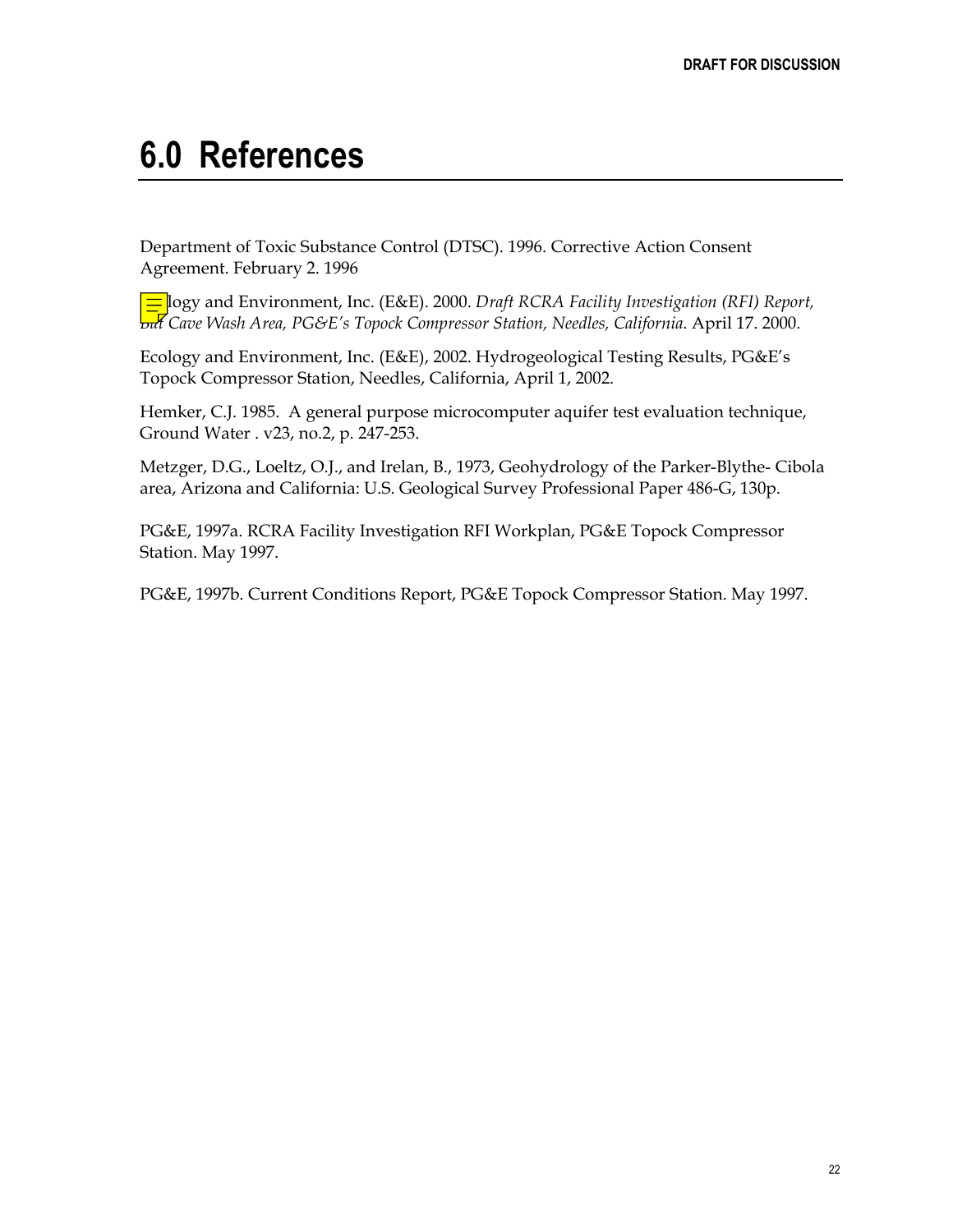# 6.0 References

Department of Toxic Substance Control (DTSC). 1996. Corrective Action Consent Agreement. February 2. 1996

Ecology and Environment, Inc. (E&E). 2000. *Draft RCRA Facility Investigation (RFI) Report, Bat Cave Wash Area, PG&E's Topock Compressor Station, Needles, California*. April 17. 2000.

Ecology and Environment, Inc. (E&E), 2002. Hydrogeological Testing Results, PG&E's Topock Compressor Station, Needles, California, April 1, 2002.

Hemker, C.J. 1985. A general purpose microcomputer aquifer test evaluation technique, Ground Water . v23, no.2, p. 247-253.

Metzger, D.G., Loeltz, O.J., and Irelan, B., 1973, Geohydrology of the Parker-Blythe- Cibola area, Arizona and California: U.S. Geological Survey Professional Paper 486-G, 130p.

PG&E, 1997a. RCRA Facility Investigation RFI Workplan, PG&E Topock Compressor Station. May 1997.

PG&E, 1997b. Current Conditions Report, PG&E Topock Compressor Station. May 1997.